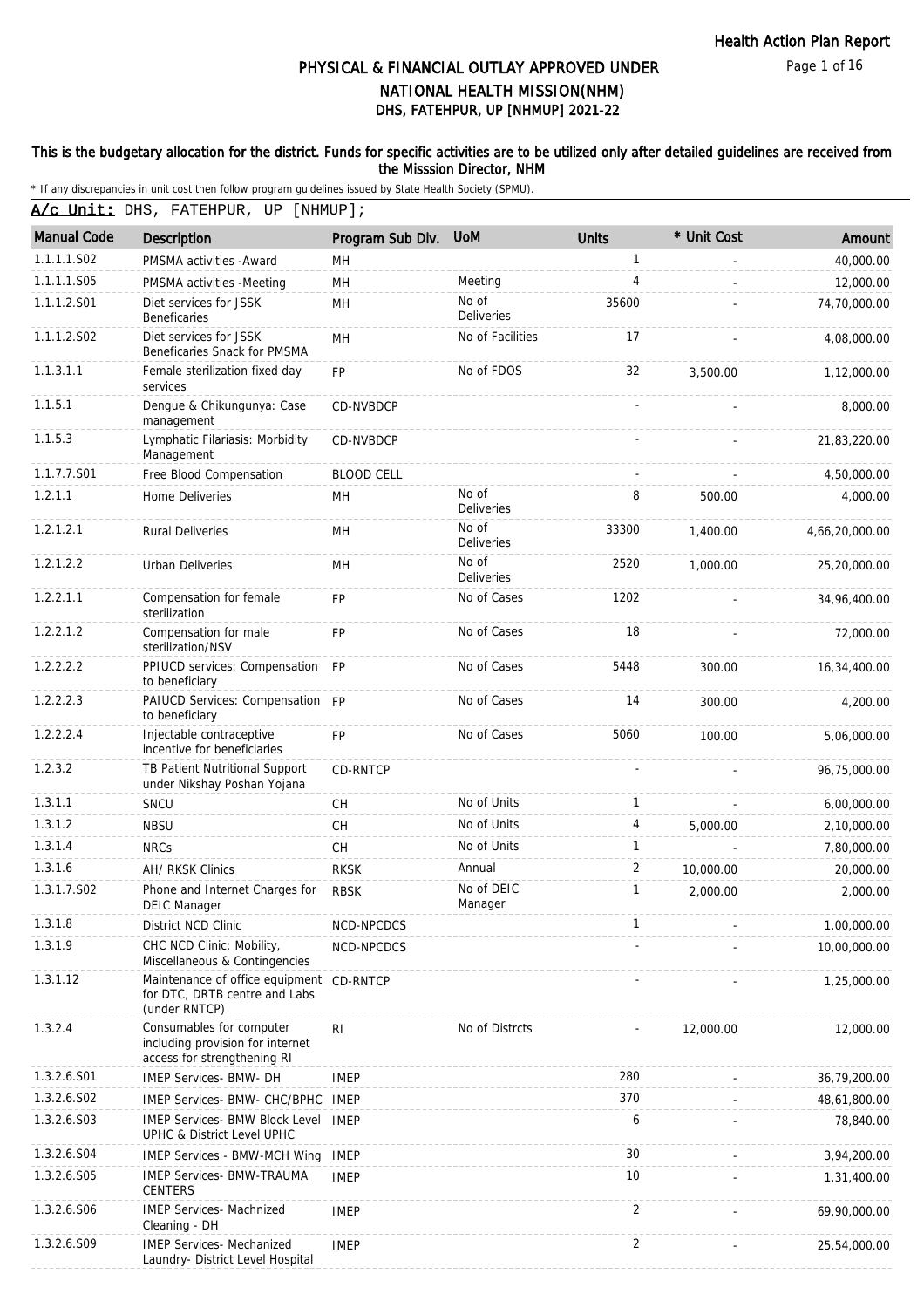# PHYSICAL & FINANCIAL OUTLAY APPROVED UNDER NATIONAL HEALTH MISSION(NHM)

## DHS, FATEHPUR, UP [NHMUP] 2021-22

**This is the budgetary allocation for the district. Funds for specific activities are to be utilized only after detailed guidelines are received from the Misssion Director, NHM**

* If any discrepancies in unit cost then follow program guidelines issued by State Health Society (SPMU).

**A/c Unit:** DHS, FATEHPUR, UP [NHMUP];

| Manual Code | Description | Program Sub Div. | UoM | Units | * Unit Cost | Amount |
|---|---|---|---|---|---|---|
| 1.1.1.1.S02 | PMSMA activities -Award | MH | | 1 | - | 40,000.00 |
| 1.1.1.1.S05 | PMSMA activities -Meeting | MH | Meeting | 4 | - | 12,000.00 |
| 1.1.1.2.S01 | Diet services for JSSK Beneficaries | MH | No of Deliveries | 35600 | - | 74,70,000.00 |
| 1.1.1.2.S02 | Diet services for JSSK Beneficaries Snack for PMSMA | MH | No of Facilities | 17 | - | 4,08,000.00 |
| 1.1.3.1.1 | Female sterilization fixed day services | FP | No of FDOS | 32 | 3,500.00 | 1,12,000.00 |
| 1.1.5.1 | Dengue & Chikungunya: Case management | CD-NVBDCP | | - | - | 8,000.00 |
| 1.1.5.3 | Lymphatic Filariasis: Morbidity Management | CD-NVBDCP | | - | - | 21,83,220.00 |
| 1.1.7.7.S01 | Free Blood Compensation | BLOOD CELL | | - | - | 4,50,000.00 |
| 1.2.1.1 | Home Deliveries | MH | No of Deliveries | 8 | 500.00 | 4,000.00 |
| 1.2.1.2.1 | Rural Deliveries | MH | No of Deliveries | 33300 | 1,400.00 | 4,66,20,000.00 |
| 1.2.1.2.2 | Urban Deliveries | MH | No of Deliveries | 2520 | 1,000.00 | 25,20,000.00 |
| 1.2.2.1.1 | Compensation for female sterilization | FP | No of Cases | 1202 | - | 34,96,400.00 |
| 1.2.2.1.2 | Compensation for male sterilization/NSV | FP | No of Cases | 18 | - | 72,000.00 |
| 1.2.2.2.2 | PPIUCD services: Compensation to beneficiary | FP | No of Cases | 5448 | 300.00 | 16,34,400.00 |
| 1.2.2.2.3 | PAIUCD Services: Compensation to beneficiary | FP | No of Cases | 14 | 300.00 | 4,200.00 |
| 1.2.2.2.4 | Injectable contraceptive incentive for beneficiaries | FP | No of Cases | 5060 | 100.00 | 5,06,000.00 |
| 1.2.3.2 | TB Patient Nutritional Support under Nikshay Poshan Yojana | CD-RNTCP | | - | - | 96,75,000.00 |
| 1.3.1.1 | SNCU | CH | No of Units | 1 | - | 6,00,000.00 |
| 1.3.1.2 | NBSU | CH | No of Units | 4 | 5,000.00 | 2,10,000.00 |
| 1.3.1.4 | NRCs | CH | No of Units | 1 | - | 7,80,000.00 |
| 1.3.1.6 | AH/ RKSK Clinics | RKSK | Annual | 2 | 10,000.00 | 20,000.00 |
| 1.3.1.7.S02 | Phone and Internet Charges for DEIC Manager | RBSK | No of DEIC Manager | 1 | 2,000.00 | 2,000.00 |
| 1.3.1.8 | District NCD Clinic | NCD-NPCDCS | | 1 | - | 1,00,000.00 |
| 1.3.1.9 | CHC NCD Clinic: Mobility, Miscellaneous & Contingencies | NCD-NPCDCS | | - | - | 10,00,000.00 |
| 1.3.1.12 | Maintenance of office equipment for DTC, DRTB centre and Labs (under RNTCP) | CD-RNTCP | | - | - | 1,25,000.00 |
| 1.3.2.4 | Consumables for computer including provision for internet access for strengthening RI | RI | No of Distrcts | - | 12,000.00 | 12,000.00 |
| 1.3.2.6.S01 | IMEP Services- BMW- DH | IMEP | | 280 | - | 36,79,200.00 |
| 1.3.2.6.S02 | IMEP Services- BMW- CHC/BPHC | IMEP | | 370 | - | 48,61,800.00 |
| 1.3.2.6.S03 | IMEP Services- BMW Block Level UPHC & District Level UPHC | IMEP | | 6 | - | 78,840.00 |
| 1.3.2.6.S04 | IMEP Services - BMW-MCH Wing | IMEP | | 30 | - | 3,94,200.00 |
| 1.3.2.6.S05 | IMEP Services- BMW-TRAUMA CENTERS | IMEP | | 10 | - | 1,31,400.00 |
| 1.3.2.6.S06 | IMEP Services- Machnized Cleaning - DH | IMEP | | 2 | - | 69,90,000.00 |
| 1.3.2.6.S09 | IMEP Services- Mechanized Laundry- District Level Hospital | IMEP | | 2 | - | 25,54,000.00 |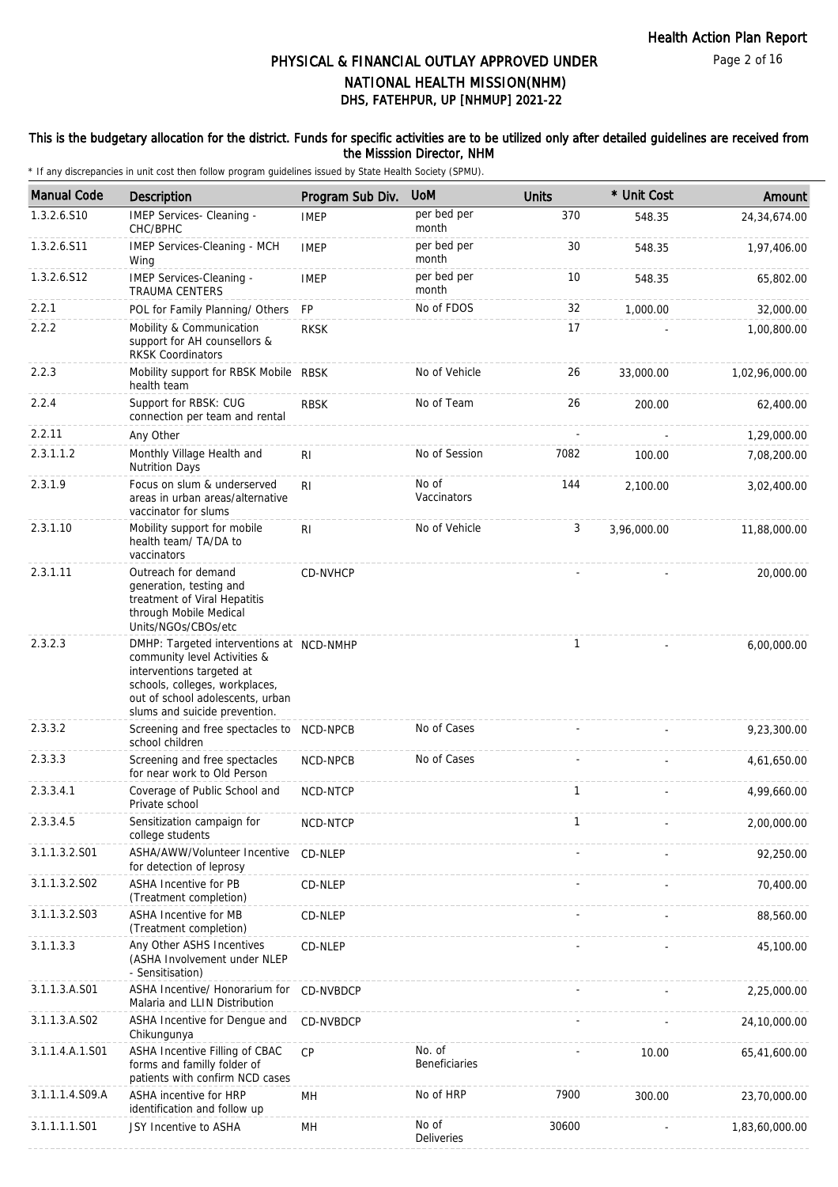# PHYSICAL & FINANCIAL OUTLAY APPROVED UNDER NATIONAL HEALTH MISSION(NHM)
## DHS, FATEHPUR, UP [NHMUP] 2021-22

**This is the budgetary allocation for the district. Funds for specific activities are to be utilized only after detailed guidelines are received from the Misssion Director, NHM**

\* If any discrepancies in unit cost then follow program guidelines issued by State Health Society (SPMU).

| Manual Code | Description | Program Sub Div. | UoM | Units | * Unit Cost | Amount |
|---|---|---|---|---|---|---|
| 1.3.2.6.S10 | IMEP Services- Cleaning - CHC/BPHC | IMEP | per bed per month | 370 | 548.35 | 24,34,674.00 |
| 1.3.2.6.S11 | IMEP Services-Cleaning - MCH Wing | IMEP | per bed per month | 30 | 548.35 | 1,97,406.00 |
| 1.3.2.6.S12 | IMEP Services-Cleaning - TRAUMA CENTERS | IMEP | per bed per month | 10 | 548.35 | 65,802.00 |
| 2.2.1 | POL for Family Planning/ Others | FP | No of FDOS | 32 | 1,000.00 | 32,000.00 |
| 2.2.2 | Mobility & Communication support for AH counsellors & RKSK Coordinators | RKSK | | 17 | - | 1,00,800.00 |
| 2.2.3 | Mobility support for RBSK Mobile health team | RBSK | No of Vehicle | 26 | 33,000.00 | 1,02,96,000.00 |
| 2.2.4 | Support for RBSK: CUG connection per team and rental | RBSK | No of Team | 26 | 200.00 | 62,400.00 |
| 2.2.11 | Any Other | | | - | - | 1,29,000.00 |
| 2.3.1.1.2 | Monthly Village Health and Nutrition Days | RI | No of Session | 7082 | 100.00 | 7,08,200.00 |
| 2.3.1.9 | Focus on slum & underserved areas in urban areas/alternative vaccinator for slums | RI | No of Vaccinators | 144 | 2,100.00 | 3,02,400.00 |
| 2.3.1.10 | Mobility support for mobile health team/ TA/DA to vaccinators | RI | No of Vehicle | 3 | 3,96,000.00 | 11,88,000.00 |
| 2.3.1.11 | Outreach for demand generation, testing and treatment of Viral Hepatitis through Mobile Medical Units/NGOs/CBOs/etc | CD-NVHCP | | - | - | 20,000.00 |
| 2.3.2.3 | DMHP: Targeted interventions at community level Activities & interventions targeted at schools, colleges, workplaces, out of school adolescents, urban slums and suicide prevention. | NCD-NMHP | | 1 | - | 6,00,000.00 |
| 2.3.3.2 | Screening and free spectacles to school children | NCD-NPCB | No of Cases | - | - | 9,23,300.00 |
| 2.3.3.3 | Screening and free spectacles for near work to Old Person | NCD-NPCB | No of Cases | - | - | 4,61,650.00 |
| 2.3.3.4.1 | Coverage of Public School and Private school | NCD-NTCP | | 1 | - | 4,99,660.00 |
| 2.3.3.4.5 | Sensitization campaign for college students | NCD-NTCP | | 1 | - | 2,00,000.00 |
| 3.1.1.3.2.S01 | ASHA/AWW/Volunteer Incentive for detection of leprosy | CD-NLEP | | - | - | 92,250.00 |
| 3.1.1.3.2.S02 | ASHA Incentive for PB (Treatment completion) | CD-NLEP | | - | - | 70,400.00 |
| 3.1.1.3.2.S03 | ASHA Incentive for MB (Treatment completion) | CD-NLEP | | - | - | 88,560.00 |
| 3.1.1.3.3 | Any Other ASHS Incentives (ASHA Involvement under NLEP - Sensitisation) | CD-NLEP | | - | - | 45,100.00 |
| 3.1.1.3.A.S01 | ASHA Incentive/ Honorarium for Malaria and LLIN Distribution | CD-NVBDCP | | - | - | 2,25,000.00 |
| 3.1.1.3.A.S02 | ASHA Incentive for Dengue and Chikungunya | CD-NVBDCP | | - | - | 24,10,000.00 |
| 3.1.1.4.A.1.S01 | ASHA Incentive Filling of CBAC forms and familly folder of patients with confirm NCD cases | CP | No. of Beneficiaries | - | 10.00 | 65,41,600.00 |
| 3.1.1.1.4.S09.A | ASHA incentive for HRP identification and follow up | MH | No of HRP | 7900 | 300.00 | 23,70,000.00 |
| 3.1.1.1.1.S01 | JSY Incentive to ASHA | MH | No of Deliveries | 30600 | - | 1,83,60,000.00 |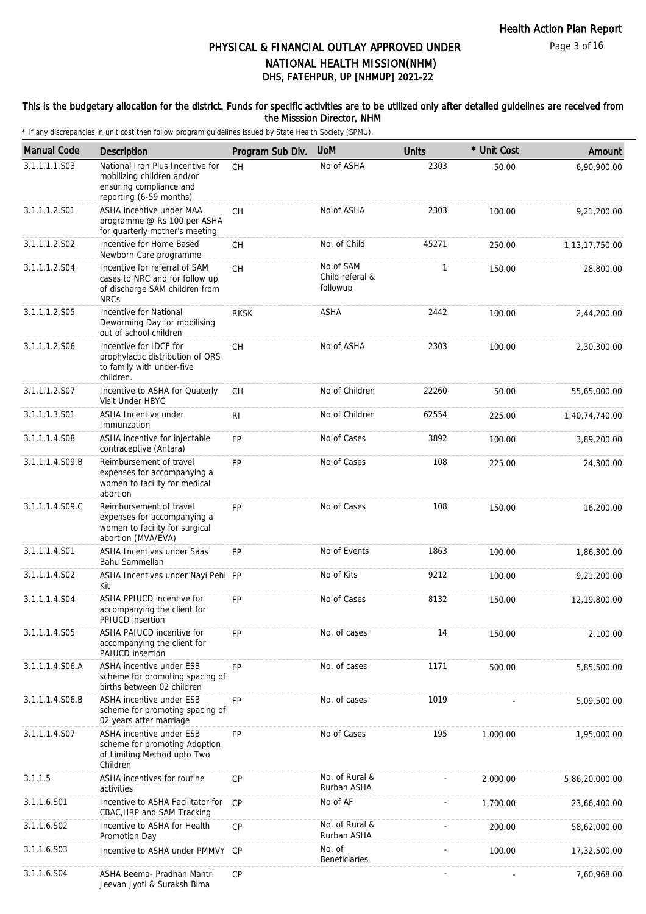# PHYSICAL & FINANCIAL OUTLAY APPROVED UNDER NATIONAL HEALTH MISSION(NHM)

## DHS, FATEHPUR, UP [NHMUP] 2021-22

**This is the budgetary allocation for the district. Funds for specific activities are to be utilized only after detailed guidelines are received from the Misssion Director, NHM**

\* If any discrepancies in unit cost then follow program guidelines issued by State Health Society (SPMU).

| Manual Code | Description | Program Sub Div. | UoM | Units | * Unit Cost | Amount |
|---|---|---|---|---|---|---|
| 3.1.1.1.1.S03 | National Iron Plus Incentive for mobilizing children and/or ensuring compliance and reporting (6-59 months) | CH | No of ASHA | 2303 | 50.00 | 6,90,900.00 |
| 3.1.1.1.2.S01 | ASHA incentive under MAA programme @ Rs 100 per ASHA for quarterly mother's meeting | CH | No of ASHA | 2303 | 100.00 | 9,21,200.00 |
| 3.1.1.1.2.S02 | Incentive for Home Based Newborn Care programme | CH | No. of Child | 45271 | 250.00 | 1,13,17,750.00 |
| 3.1.1.1.2.S04 | Incentive for referral of SAM cases to NRC and for follow up of discharge SAM children from NRCs | CH | No.of SAM Child referal & followup | 1 | 150.00 | 28,800.00 |
| 3.1.1.1.2.S05 | Incentive for National Deworming Day for mobilising out of school children | RKSK | ASHA | 2442 | 100.00 | 2,44,200.00 |
| 3.1.1.1.2.S06 | Incentive for IDCF for prophylactic distribution of ORS to family with under-five children. | CH | No of ASHA | 2303 | 100.00 | 2,30,300.00 |
| 3.1.1.1.2.S07 | Incentive to ASHA for Quaterly Visit Under HBYC | CH | No of Children | 22260 | 50.00 | 55,65,000.00 |
| 3.1.1.1.3.S01 | ASHA Incentive under Immunzation | RI | No of Children | 62554 | 225.00 | 1,40,74,740.00 |
| 3.1.1.1.4.S08 | ASHA incentive for injectable contraceptive (Antara) | FP | No of Cases | 3892 | 100.00 | 3,89,200.00 |
| 3.1.1.1.4.S09.B | Reimbursement of travel expenses for accompanying a women to facility for medical abortion | FP | No of Cases | 108 | 225.00 | 24,300.00 |
| 3.1.1.1.4.S09.C | Reimbursement of travel expenses for accompanying a women to facility for surgical abortion (MVA/EVA) | FP | No of Cases | 108 | 150.00 | 16,200.00 |
| 3.1.1.1.4.S01 | ASHA Incentives under Saas Bahu Sammellan | FP | No of Events | 1863 | 100.00 | 1,86,300.00 |
| 3.1.1.1.4.S02 | ASHA Incentives under Nayi Pehl Kit | FP | No of Kits | 9212 | 100.00 | 9,21,200.00 |
| 3.1.1.1.4.S04 | ASHA PPIUCD incentive for accompanying the client for PPIUCD insertion | FP | No of Cases | 8132 | 150.00 | 12,19,800.00 |
| 3.1.1.1.4.S05 | ASHA PAIUCD incentive for accompanying the client for PAIUCD insertion | FP | No. of cases | 14 | 150.00 | 2,100.00 |
| 3.1.1.1.4.S06.A | ASHA incentive under ESB scheme for promoting spacing of births between 02 children | FP | No. of cases | 1171 | 500.00 | 5,85,500.00 |
| 3.1.1.1.4.S06.B | ASHA incentive under ESB scheme for promoting spacing of 02 years after marriage | FP | No. of cases | 1019 | - | 5,09,500.00 |
| 3.1.1.1.4.S07 | ASHA incentive under ESB scheme for promoting Adoption of Limiting Method upto Two Children | FP | No of Cases | 195 | 1,000.00 | 1,95,000.00 |
| 3.1.1.5 | ASHA incentives for routine activities | CP | No. of Rural & Rurban ASHA | - | 2,000.00 | 5,86,20,000.00 |
| 3.1.1.6.S01 | Incentive to ASHA Facilitator for CBAC,HRP and SAM Tracking | CP | No of AF | - | 1,700.00 | 23,66,400.00 |
| 3.1.1.6.S02 | Incentive to ASHA for Health Promotion Day | CP | No. of Rural & Rurban ASHA | - | 200.00 | 58,62,000.00 |
| 3.1.1.6.S03 | Incentive to ASHA under PMMVY | CP | No. of Beneficiaries | - | 100.00 | 17,32,500.00 |
| 3.1.1.6.S04 | ASHA Beema- Pradhan Mantri Jeevan Jyoti & Suraksh Bima | CP | | - | - | 7,60,968.00 |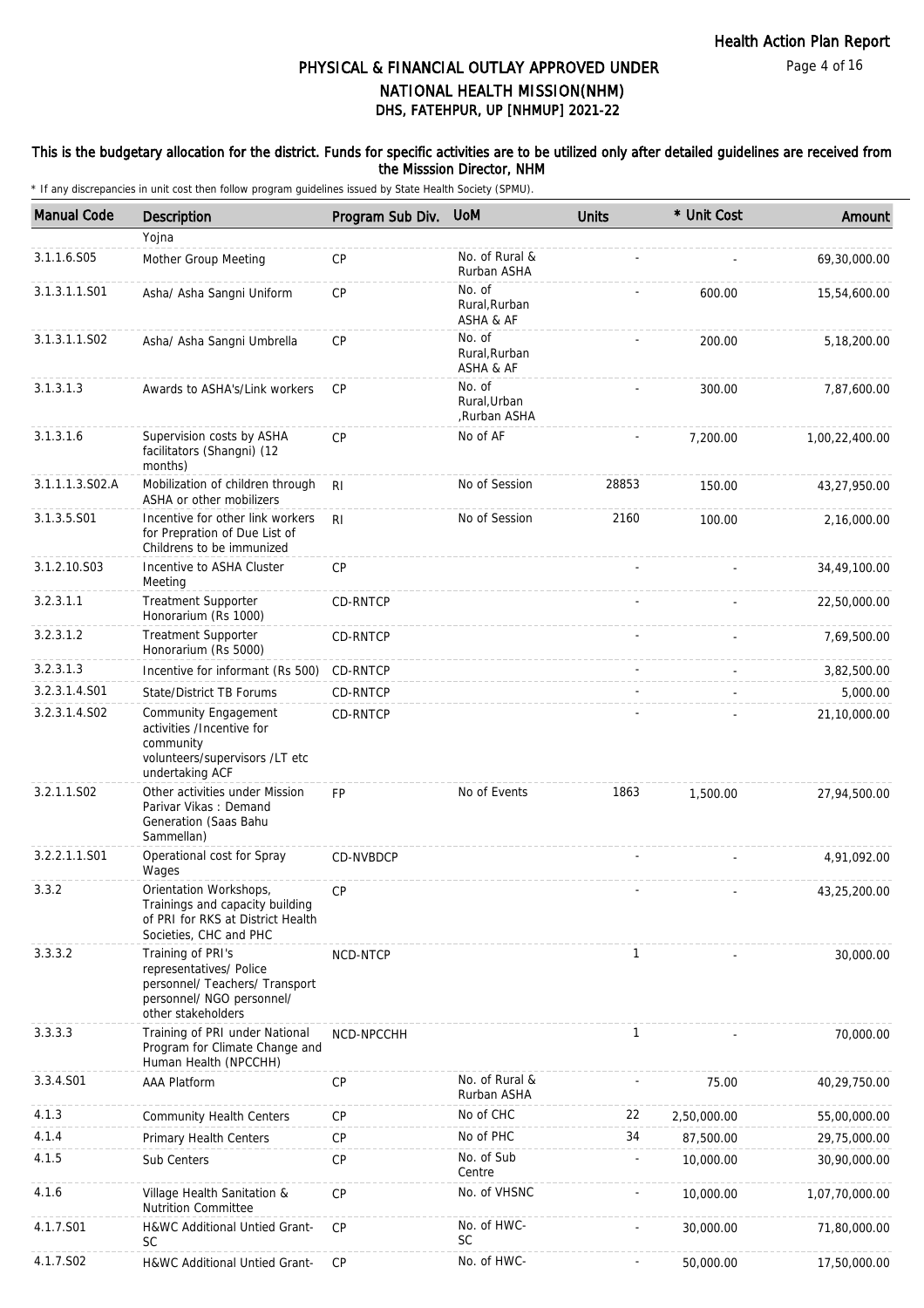# PHYSICAL & FINANCIAL OUTLAY APPROVED UNDER NATIONAL HEALTH MISSION(NHM)
## DHS, FATEHPUR, UP [NHMUP] 2021-22

**This is the budgetary allocation for the district. Funds for specific activities are to be utilized only after detailed guidelines are received from the Misssion Director, NHM**

\* If any discrepancies in unit cost then follow program guidelines issued by State Health Society (SPMU).

| Manual Code | Description | Program Sub Div. | UoM | Units | * Unit Cost | Amount |
|---|---|---|---|---|---|---|
| | Yojna | | | | | |
| 3.1.1.6.S05 | Mother Group Meeting | CP | No. of Rural & Rurban ASHA | - | - | 69,30,000.00 |
| 3.1.3.1.1.S01 | Asha/ Asha Sangni Uniform | CP | No. of Rural,Rurban ASHA & AF | - | 600.00 | 15,54,600.00 |
| 3.1.3.1.1.S02 | Asha/ Asha Sangni Umbrella | CP | No. of Rural,Rurban ASHA & AF | - | 200.00 | 5,18,200.00 |
| 3.1.3.1.3 | Awards to ASHA's/Link workers | CP | No. of Rural,Urban ,Rurban ASHA | - | 300.00 | 7,87,600.00 |
| 3.1.3.1.6 | Supervision costs by ASHA facilitators (Shangni) (12 months) | CP | No of AF | - | 7,200.00 | 1,00,22,400.00 |
| 3.1.1.1.3.S02.A | Mobilization of children through ASHA or other mobilizers | RI | No of Session | 28853 | 150.00 | 43,27,950.00 |
| 3.1.3.5.S01 | Incentive for other link workers for Prepration of Due List of Childrens to be immunized | RI | No of Session | 2160 | 100.00 | 2,16,000.00 |
| 3.1.2.10.S03 | Incentive to ASHA Cluster Meeting | CP | | - | - | 34,49,100.00 |
| 3.2.3.1.1 | Treatment Supporter Honorarium (Rs 1000) | CD-RNTCP | | - | - | 22,50,000.00 |
| 3.2.3.1.2 | Treatment Supporter Honorarium (Rs 5000) | CD-RNTCP | | - | - | 7,69,500.00 |
| 3.2.3.1.3 | Incentive for informant (Rs 500) | CD-RNTCP | | - | - | 3,82,500.00 |
| 3.2.3.1.4.S01 | State/District TB Forums | CD-RNTCP | | - | - | 5,000.00 |
| 3.2.3.1.4.S02 | Community Engagement activities /Incentive for community volunteers/supervisors /LT etc undertaking ACF | CD-RNTCP | | - | - | 21,10,000.00 |
| 3.2.1.1.S02 | Other activities under Mission Parivar Vikas : Demand Generation (Saas Bahu Sammellan) | FP | No of Events | 1863 | 1,500.00 | 27,94,500.00 |
| 3.2.2.1.1.S01 | Operational cost for Spray Wages | CD-NVBDCP | | - | - | 4,91,092.00 |
| 3.3.2 | Orientation Workshops, Trainings and capacity building of PRI for RKS at District Health Societies, CHC and PHC | CP | | - | - | 43,25,200.00 |
| 3.3.3.2 | Training of PRI's representatives/ Police personnel/ Teachers/ Transport personnel/ NGO personnel/ other stakeholders | NCD-NTCP | | 1 | - | 30,000.00 |
| 3.3.3.3 | Training of PRI under National Program for Climate Change and Human Health (NPCCHH) | NCD-NPCCHH | | 1 | - | 70,000.00 |
| 3.3.4.S01 | AAA Platform | CP | No. of Rural & Rurban ASHA | - | 75.00 | 40,29,750.00 |
| 4.1.3 | Community Health Centers | CP | No of CHC | 22 | 2,50,000.00 | 55,00,000.00 |
| 4.1.4 | Primary Health Centers | CP | No of PHC | 34 | 87,500.00 | 29,75,000.00 |
| 4.1.5 | Sub Centers | CP | No. of Sub Centre | - | 10,000.00 | 30,90,000.00 |
| 4.1.6 | Village Health Sanitation & Nutrition Committee | CP | No. of VHSNC | - | 10,000.00 | 1,07,70,000.00 |
| 4.1.7.S01 | H&WC Additional Untied Grant-SC | CP | No. of HWC-SC | - | 30,000.00 | 71,80,000.00 |
| 4.1.7.S02 | H&WC Additional Untied Grant- | CP | No. of HWC- | - | 50,000.00 | 17,50,000.00 |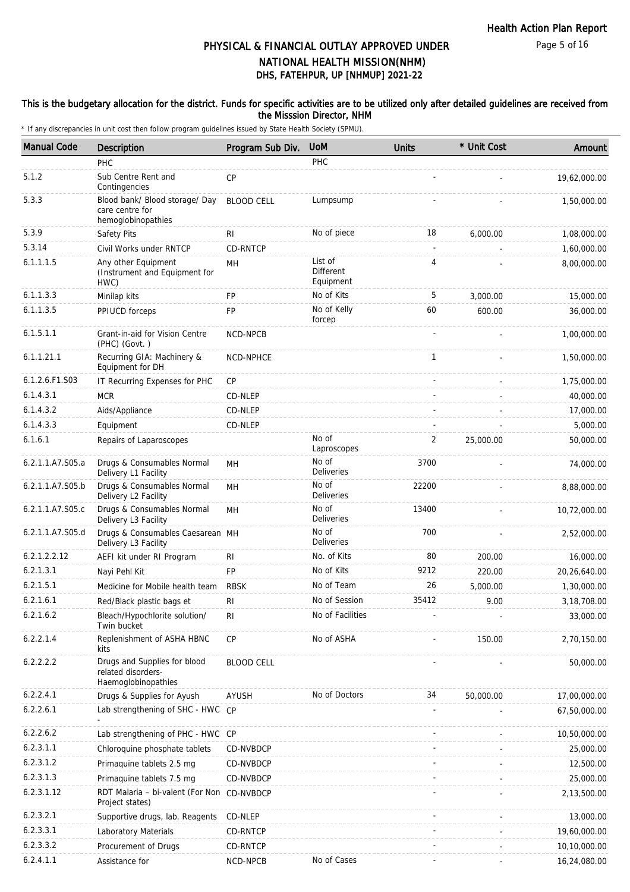## PHYSICAL & FINANCIAL OUTLAY APPROVED UNDER NATIONAL HEALTH MISSION(NHM)
## DHS, FATEHPUR, UP [NHMUP] 2021-22

**This is the budgetary allocation for the district. Funds for specific activities are to be utilized only after detailed guidelines are received from the Misssion Director, NHM**

\* If any discrepancies in unit cost then follow program guidelines issued by State Health Society (SPMU).

| Manual Code | Description | Program Sub Div. | UoM | Units | * Unit Cost | Amount |
|---|---|---|---|---|---|---|
| | PHC | | PHC | | | |
| 5.1.2 | Sub Centre Rent and Contingencies | CP | | - | - | 19,62,000.00 |
| 5.3.3 | Blood bank/ Blood storage/ Day care centre for hemoglobinopathies | BLOOD CELL | Lumpsump | - | - | 1,50,000.00 |
| 5.3.9 | Safety Pits | RI | No of piece | 18 | 6,000.00 | 1,08,000.00 |
| 5.3.14 | Civil Works under RNTCP | CD-RNTCP | | - | - | 1,60,000.00 |
| 6.1.1.1.5 | Any other Equipment (Instrument and Equipment for HWC) | MH | List of Different Equipment | 4 | - | 8,00,000.00 |
| 6.1.1.3.3 | Minilap kits | FP | No of Kits | 5 | 3,000.00 | 15,000.00 |
| 6.1.1.3.5 | PPIUCD forceps | FP | No of Kelly forcep | 60 | 600.00 | 36,000.00 |
| 6.1.5.1.1 | Grant-in-aid for Vision Centre (PHC) (Govt. ) | NCD-NPCB | | - | - | 1,00,000.00 |
| 6.1.1.21.1 | Recurring GIA: Machinery & Equipment for DH | NCD-NPHCE | | 1 | - | 1,50,000.00 |
| 6.1.2.6.F1.S03 | IT Recurring Expenses for PHC | CP | | - | - | 1,75,000.00 |
| 6.1.4.3.1 | MCR | CD-NLEP | | - | - | 40,000.00 |
| 6.1.4.3.2 | Aids/Appliance | CD-NLEP | | - | - | 17,000.00 |
| 6.1.4.3.3 | Equipment | CD-NLEP | | - | - | 5,000.00 |
| 6.1.6.1 | Repairs of Laparoscopes | | No of Laproscopes | 2 | 25,000.00 | 50,000.00 |
| 6.2.1.1.A7.S05.a | Drugs & Consumables Normal Delivery L1 Facility | MH | No of Deliveries | 3700 | - | 74,000.00 |
| 6.2.1.1.A7.S05.b | Drugs & Consumables Normal Delivery L2 Facility | MH | No of Deliveries | 22200 | - | 8,88,000.00 |
| 6.2.1.1.A7.S05.c | Drugs & Consumables Normal Delivery L3 Facility | MH | No of Deliveries | 13400 | - | 10,72,000.00 |
| 6.2.1.1.A7.S05.d | Drugs & Consumables Caesarean Delivery L3 Facility | MH | No of Deliveries | 700 | - | 2,52,000.00 |
| 6.2.1.2.2.12 | AEFI kit under RI Program | RI | No. of Kits | 80 | 200.00 | 16,000.00 |
| 6.2.1.3.1 | Nayi Pehl Kit | FP | No of Kits | 9212 | 220.00 | 20,26,640.00 |
| 6.2.1.5.1 | Medicine for Mobile health team | RBSK | No of Team | 26 | 5,000.00 | 1,30,000.00 |
| 6.2.1.6.1 | Red/Black plastic bags et | RI | No of Session | 35412 | 9.00 | 3,18,708.00 |
| 6.2.1.6.2 | Bleach/Hypochlorite solution/ Twin bucket | RI | No of Facilities | - | - | 33,000.00 |
| 6.2.2.1.4 | Replenishment of ASHA HBNC kits | CP | No of ASHA | - | 150.00 | 2,70,150.00 |
| 6.2.2.2.2 | Drugs and Supplies for blood related disorders-Haemoglobinopathies | BLOOD CELL | | - | - | 50,000.00 |
| 6.2.2.4.1 | Drugs & Supplies for Ayush | AYUSH | No of Doctors | 34 | 50,000.00 | 17,00,000.00 |
| 6.2.2.6.1 | Lab strengthening of SHC - HWC - | CP | | - | - | 67,50,000.00 |
| 6.2.2.6.2 | Lab strengthening of PHC - HWC | CP | | - | - | 10,50,000.00 |
| 6.2.3.1.1 | Chloroquine phosphate tablets | CD-NVBDCP | | - | - | 25,000.00 |
| 6.2.3.1.2 | Primaquine tablets 2.5 mg | CD-NVBDCP | | - | - | 12,500.00 |
| 6.2.3.1.3 | Primaquine tablets 7.5 mg | CD-NVBDCP | | - | - | 25,000.00 |
| 6.2.3.1.12 | RDT Malaria – bi-valent (For Non Project states) | CD-NVBDCP | | - | - | 2,13,500.00 |
| 6.2.3.2.1 | Supportive drugs, lab. Reagents | CD-NLEP | | - | - | 13,000.00 |
| 6.2.3.3.1 | Laboratory Materials | CD-RNTCP | | - | - | 19,60,000.00 |
| 6.2.3.3.2 | Procurement of Drugs | CD-RNTCP | | - | - | 10,10,000.00 |
| 6.2.4.1.1 | Assistance for | NCD-NPCB | No of Cases | - | - | 16,24,080.00 |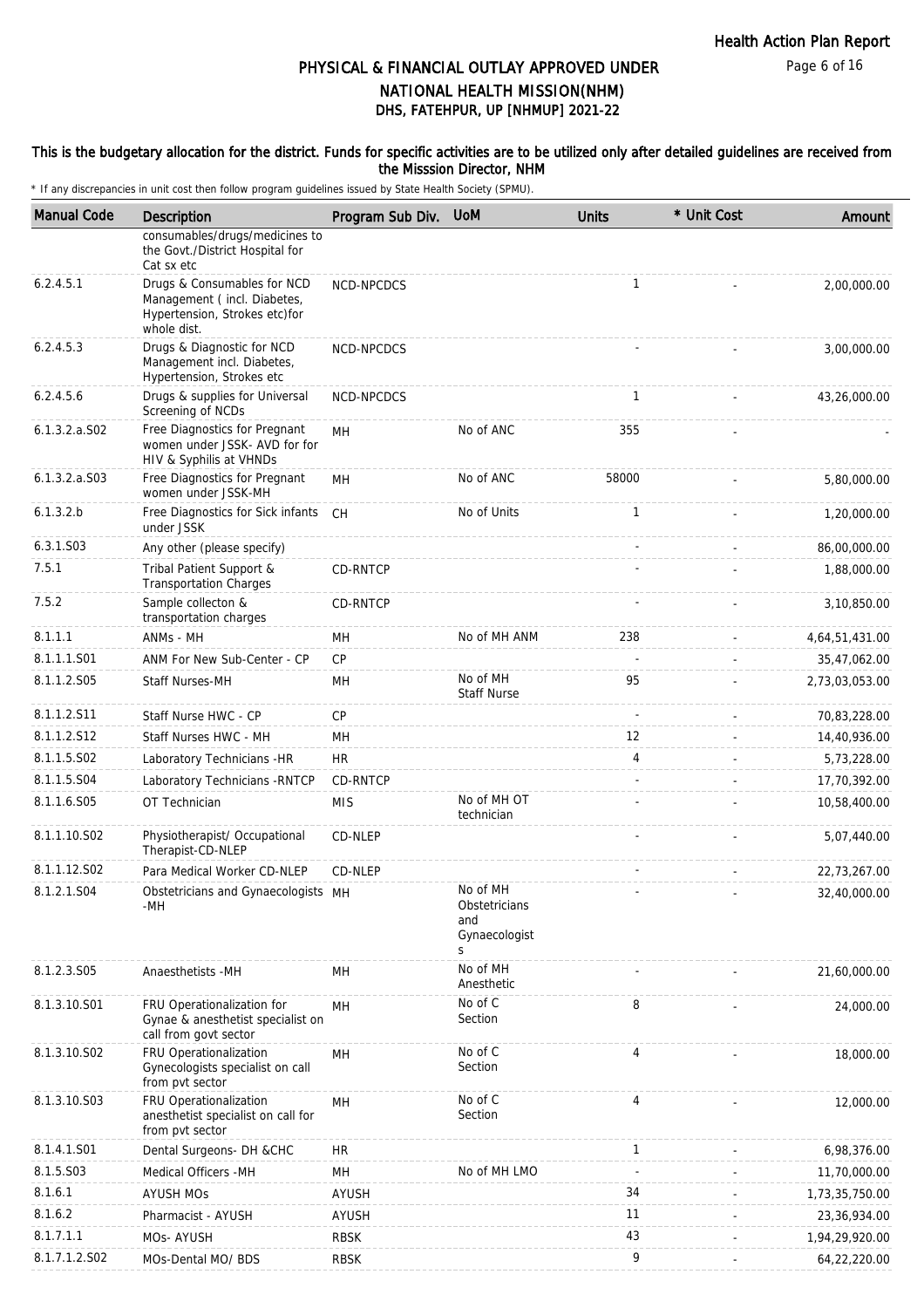# PHYSICAL & FINANCIAL OUTLAY APPROVED UNDER NATIONAL HEALTH MISSION(NHM)

## DHS, FATEHPUR, UP [NHMUP] 2021-22

**This is the budgetary allocation for the district. Funds for specific activities are to be utilized only after detailed guidelines are received from the Misssion Director, NHM**

\* If any discrepancies in unit cost then follow program guidelines issued by State Health Society (SPMU).

| Manual Code | Description | Program Sub Div. | UoM | Units | * Unit Cost | Amount |
|---|---|---|---|---|---|---|
| | consumables/drugs/medicines to the Govt./District Hospital for Cat sx etc | | | | | |
| 6.2.4.5.1 | Drugs & Consumables for NCD Management ( incl. Diabetes, Hypertension, Strokes etc)for whole dist. | NCD-NPCDCS | | 1 | - | 2,00,000.00 |
| 6.2.4.5.3 | Drugs & Diagnostic for NCD Management incl. Diabetes, Hypertension, Strokes etc | NCD-NPCDCS | | - | - | 3,00,000.00 |
| 6.2.4.5.6 | Drugs & supplies for Universal Screening of NCDs | NCD-NPCDCS | | 1 | - | 43,26,000.00 |
| 6.1.3.2.a.S02 | Free Diagnostics for Pregnant women under JSSK- AVD for for HIV & Syphilis at VHNDs | MH | No of ANC | 355 | - | - |
| 6.1.3.2.a.S03 | Free Diagnostics for Pregnant women under JSSK-MH | MH | No of ANC | 58000 | - | 5,80,000.00 |
| 6.1.3.2.b | Free Diagnostics for Sick infants under JSSK | CH | No of Units | 1 | - | 1,20,000.00 |
| 6.3.1.S03 | Any other (please specify) | | | - | - | 86,00,000.00 |
| 7.5.1 | Tribal Patient Support & Transportation Charges | CD-RNTCP | | - | - | 1,88,000.00 |
| 7.5.2 | Sample collecton & transportation charges | CD-RNTCP | | - | - | 3,10,850.00 |
| 8.1.1.1 | ANMs - MH | MH | No of MH ANM | 238 | - | 4,64,51,431.00 |
| 8.1.1.1.S01 | ANM For New Sub-Center - CP | CP | | - | - | 35,47,062.00 |
| 8.1.1.2.S05 | Staff Nurses-MH | MH | No of MH Staff Nurse | 95 | - | 2,73,03,053.00 |
| 8.1.1.2.S11 | Staff Nurse HWC - CP | CP | | - | - | 70,83,228.00 |
| 8.1.1.2.S12 | Staff Nurses HWC - MH | MH | | 12 | - | 14,40,936.00 |
| 8.1.1.5.S02 | Laboratory Technicians -HR | HR | | 4 | - | 5,73,228.00 |
| 8.1.1.5.S04 | Laboratory Technicians -RNTCP | CD-RNTCP | | - | - | 17,70,392.00 |
| 8.1.1.6.S05 | OT Technician | MIS | No of MH OT technician | - | - | 10,58,400.00 |
| 8.1.1.10.S02 | Physiotherapist/ Occupational Therapist-CD-NLEP | CD-NLEP | | - | - | 5,07,440.00 |
| 8.1.1.12.S02 | Para Medical Worker CD-NLEP | CD-NLEP | | - | - | 22,73,267.00 |
| 8.1.2.1.S04 | Obstetricians and Gynaecologists -MH | MH | No of MH Obstetricians and Gynaecologists | - | - | 32,40,000.00 |
| 8.1.2.3.S05 | Anaesthetists -MH | MH | No of MH Anesthetic | - | - | 21,60,000.00 |
| 8.1.3.10.S01 | FRU Operationalization for Gynae & anesthetist specialist on call from govt sector | MH | No of C Section | 8 | - | 24,000.00 |
| 8.1.3.10.S02 | FRU Operationalization Gynecologists specialist on call from pvt sector | MH | No of C Section | 4 | - | 18,000.00 |
| 8.1.3.10.S03 | FRU Operationalization anesthetist specialist on call for from pvt sector | MH | No of C Section | 4 | - | 12,000.00 |
| 8.1.4.1.S01 | Dental Surgeons- DH &CHC | HR | | 1 | - | 6,98,376.00 |
| 8.1.5.S03 | Medical Officers -MH | MH | No of MH LMO | - | - | 11,70,000.00 |
| 8.1.6.1 | AYUSH MOs | AYUSH | | 34 | - | 1,73,35,750.00 |
| 8.1.6.2 | Pharmacist - AYUSH | AYUSH | | 11 | - | 23,36,934.00 |
| 8.1.7.1.1 | MOs- AYUSH | RBSK | | 43 | - | 1,94,29,920.00 |
| 8.1.7.1.2.S02 | MOs-Dental MO/ BDS | RBSK | | 9 | - | 64,22,220.00 |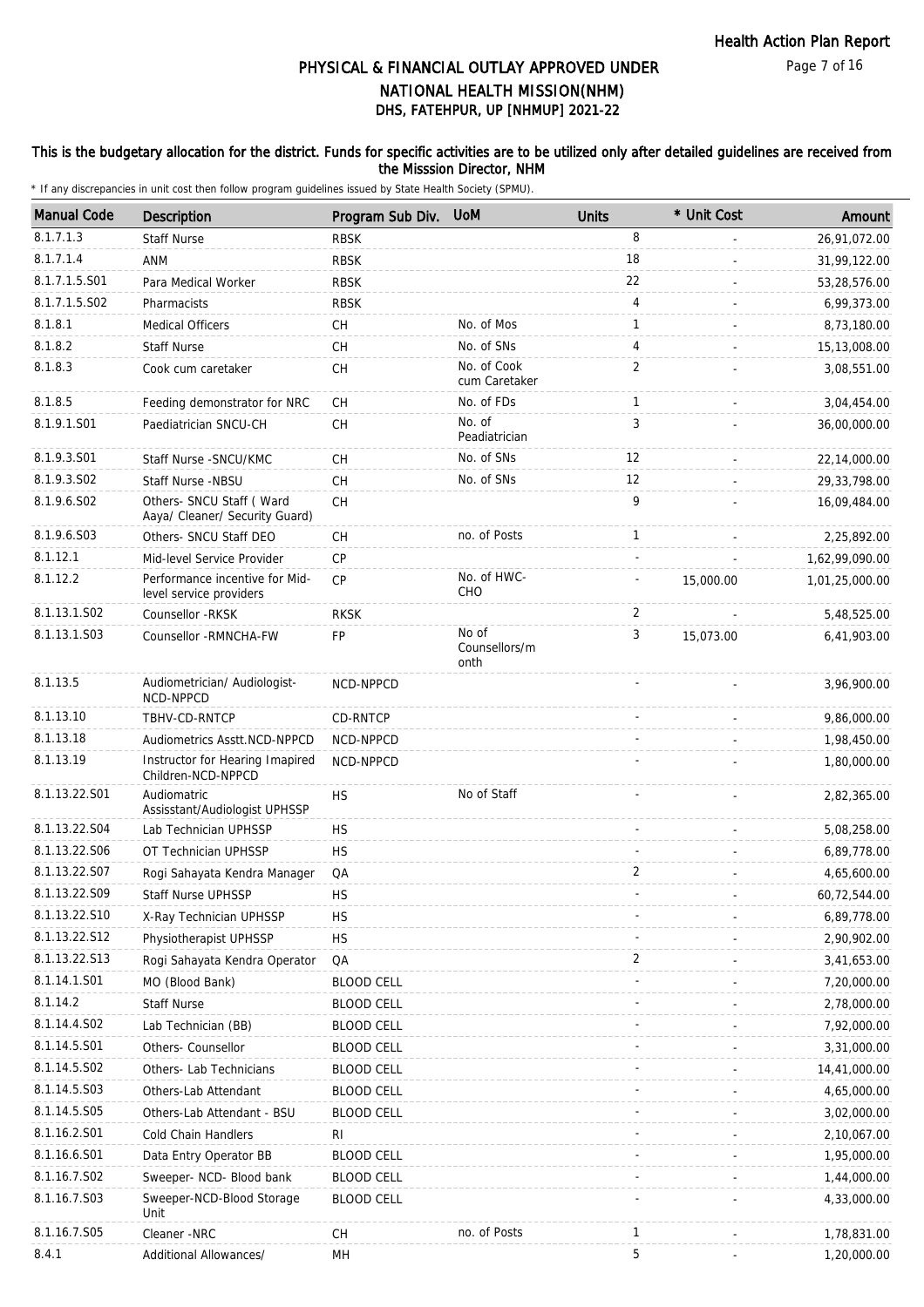# PHYSICAL & FINANCIAL OUTLAY APPROVED UNDER NATIONAL HEALTH MISSION(NHM)

## DHS, FATEHPUR, UP [NHMUP] 2021-22

**This is the budgetary allocation for the district. Funds for specific activities are to be utilized only after detailed guidelines are received from the Misssion Director, NHM**

* If any discrepancies in unit cost then follow program guidelines issued by State Health Society (SPMU).

| Manual Code | Description | Program Sub Div. | UoM | Units | * Unit Cost | Amount |
|---|---|---|---|---|---|---|
| 8.1.7.1.3 | Staff Nurse | RBSK | | 8 | - | 26,91,072.00 |
| 8.1.7.1.4 | ANM | RBSK | | 18 | - | 31,99,122.00 |
| 8.1.7.1.5.S01 | Para Medical Worker | RBSK | | 22 | - | 53,28,576.00 |
| 8.1.7.1.5.S02 | Pharmacists | RBSK | | 4 | - | 6,99,373.00 |
| 8.1.8.1 | Medical Officers | CH | No. of Mos | 1 | - | 8,73,180.00 |
| 8.1.8.2 | Staff Nurse | CH | No. of SNs | 4 | - | 15,13,008.00 |
| 8.1.8.3 | Cook cum caretaker | CH | No. of Cook cum Caretaker | 2 | - | 3,08,551.00 |
| 8.1.8.5 | Feeding demonstrator for NRC | CH | No. of FDs | 1 | - | 3,04,454.00 |
| 8.1.9.1.S01 | Paediatrician SNCU-CH | CH | No. of Peadiatrician | 3 | - | 36,00,000.00 |
| 8.1.9.3.S01 | Staff Nurse -SNCU/KMC | CH | No. of SNs | 12 | - | 22,14,000.00 |
| 8.1.9.3.S02 | Staff Nurse -NBSU | CH | No. of SNs | 12 | - | 29,33,798.00 |
| 8.1.9.6.S02 | Others- SNCU Staff ( Ward Aaya/ Cleaner/ Security Guard) | CH | | 9 | - | 16,09,484.00 |
| 8.1.9.6.S03 | Others- SNCU Staff DEO | CH | no. of Posts | 1 | - | 2,25,892.00 |
| 8.1.12.1 | Mid-level Service Provider | CP | | - | - | 1,62,99,090.00 |
| 8.1.12.2 | Performance incentive for Mid-level service providers | CP | No. of HWC-CHO | - | 15,000.00 | 1,01,25,000.00 |
| 8.1.13.1.S02 | Counsellor -RKSK | RKSK | | 2 | - | 5,48,525.00 |
| 8.1.13.1.S03 | Counsellor -RMNCHA-FW | FP | No of Counsellors/month | 3 | 15,073.00 | 6,41,903.00 |
| 8.1.13.5 | Audiometrician/ Audiologist-NCD-NPPCD | NCD-NPPCD | | - | - | 3,96,900.00 |
| 8.1.13.10 | TBHV-CD-RNTCP | CD-RNTCP | | - | - | 9,86,000.00 |
| 8.1.13.18 | Audiometrics Asstt.NCD-NPPCD | NCD-NPPCD | | - | - | 1,98,450.00 |
| 8.1.13.19 | Instructor for Hearing Imapired Children-NCD-NPPCD | NCD-NPPCD | | - | - | 1,80,000.00 |
| 8.1.13.22.S01 | Audiomatric Assisstant/Audiologist UPHSSP | HS | No of Staff | - | - | 2,82,365.00 |
| 8.1.13.22.S04 | Lab Technician UPHSSP | HS | | - | - | 5,08,258.00 |
| 8.1.13.22.S06 | OT Technician UPHSSP | HS | | - | - | 6,89,778.00 |
| 8.1.13.22.S07 | Rogi Sahayata Kendra Manager | QA | | 2 | - | 4,65,600.00 |
| 8.1.13.22.S09 | Staff Nurse UPHSSP | HS | | - | - | 60,72,544.00 |
| 8.1.13.22.S10 | X-Ray Technician UPHSSP | HS | | - | - | 6,89,778.00 |
| 8.1.13.22.S12 | Physiotherapist UPHSSP | HS | | - | - | 2,90,902.00 |
| 8.1.13.22.S13 | Rogi Sahayata Kendra Operator | QA | | 2 | - | 3,41,653.00 |
| 8.1.14.1.S01 | MO (Blood Bank) | BLOOD CELL | | - | - | 7,20,000.00 |
| 8.1.14.2 | Staff Nurse | BLOOD CELL | | - | - | 2,78,000.00 |
| 8.1.14.4.S02 | Lab Technician (BB) | BLOOD CELL | | - | - | 7,92,000.00 |
| 8.1.14.5.S01 | Others- Counsellor | BLOOD CELL | | - | - | 3,31,000.00 |
| 8.1.14.5.S02 | Others- Lab Technicians | BLOOD CELL | | - | - | 14,41,000.00 |
| 8.1.14.5.S03 | Others-Lab Attendant | BLOOD CELL | | - | - | 4,65,000.00 |
| 8.1.14.5.S05 | Others-Lab Attendant - BSU | BLOOD CELL | | - | - | 3,02,000.00 |
| 8.1.16.2.S01 | Cold Chain Handlers | RI | | - | - | 2,10,067.00 |
| 8.1.16.6.S01 | Data Entry Operator BB | BLOOD CELL | | - | - | 1,95,000.00 |
| 8.1.16.7.S02 | Sweeper- NCD- Blood bank | BLOOD CELL | | - | - | 1,44,000.00 |
| 8.1.16.7.S03 | Sweeper-NCD-Blood Storage Unit | BLOOD CELL | | - | - | 4,33,000.00 |
| 8.1.16.7.S05 | Cleaner -NRC | CH | no. of Posts | 1 | - | 1,78,831.00 |
| 8.4.1 | Additional Allowances/ | MH | | 5 | - | 1,20,000.00 |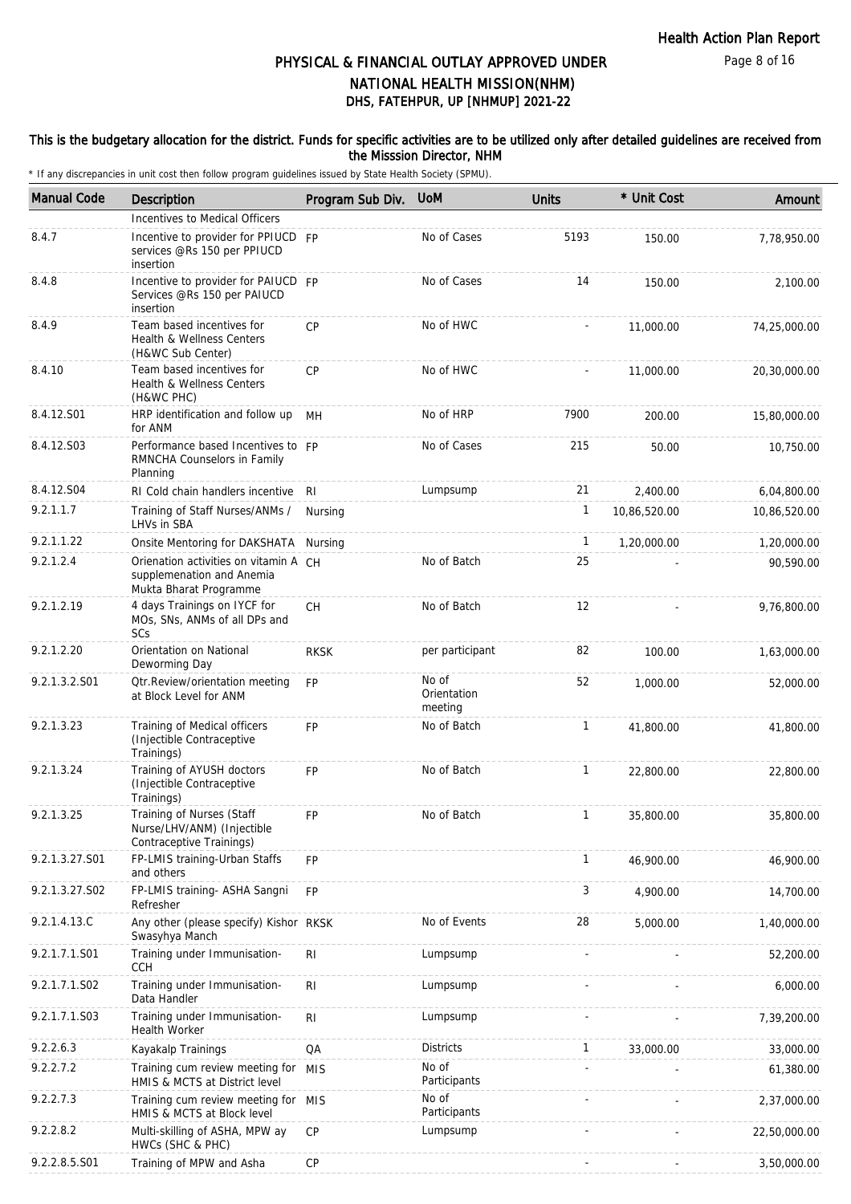# PHYSICAL & FINANCIAL OUTLAY APPROVED UNDER NATIONAL HEALTH MISSION(NHM)

## DHS, FATEHPUR, UP [NHMUP] 2021-22

**This is the budgetary allocation for the district. Funds for specific activities are to be utilized only after detailed guidelines are received from the Misssion Director, NHM**

\* If any discrepancies in unit cost then follow program guidelines issued by State Health Society (SPMU).

| Manual Code | Description | Program Sub Div. | UoM | Units | * Unit Cost | Amount |
|---|---|---|---|---|---|---|
| | Incentives to Medical Officers | | | | | |
| 8.4.7 | Incentive to provider for PPIUCD services @Rs 150 per PPIUCD insertion | FP | No of Cases | 5193 | 150.00 | 7,78,950.00 |
| 8.4.8 | Incentive to provider for PAIUCD Services @Rs 150 per PAIUCD insertion | FP | No of Cases | 14 | 150.00 | 2,100.00 |
| 8.4.9 | Team based incentives for Health & Wellness Centers (H&WC Sub Center) | CP | No of HWC | - | 11,000.00 | 74,25,000.00 |
| 8.4.10 | Team based incentives for Health & Wellness Centers (H&WC PHC) | CP | No of HWC | - | 11,000.00 | 20,30,000.00 |
| 8.4.12.S01 | HRP identification and follow up for ANM | MH | No of HRP | 7900 | 200.00 | 15,80,000.00 |
| 8.4.12.S03 | Performance based Incentives to RMNCHA Counselors in Family Planning | FP | No of Cases | 215 | 50.00 | 10,750.00 |
| 8.4.12.S04 | RI Cold chain handlers incentive | RI | Lumpsump | 21 | 2,400.00 | 6,04,800.00 |
| 9.2.1.1.7 | Training of Staff Nurses/ANMs / LHVs in SBA | Nursing | | 1 | 10,86,520.00 | 10,86,520.00 |
| 9.2.1.1.22 | Onsite Mentoring for DAKSHATA | Nursing | | 1 | 1,20,000.00 | 1,20,000.00 |
| 9.2.1.2.4 | Orienation activities on vitamin A supplemenation and Anemia Mukta Bharat Programme | CH | No of Batch | 25 | - | 90,590.00 |
| 9.2.1.2.19 | 4 days Trainings on IYCF for MOs, SNs, ANMs of all DPs and SCs | CH | No of Batch | 12 | - | 9,76,800.00 |
| 9.2.1.2.20 | Orientation on National Deworming Day | RKSK | per participant | 82 | 100.00 | 1,63,000.00 |
| 9.2.1.3.2.S01 | Qtr.Review/orientation meeting at Block Level for ANM | FP | No of Orientation meeting | 52 | 1,000.00 | 52,000.00 |
| 9.2.1.3.23 | Training of Medical officers (Injectible Contraceptive Trainings) | FP | No of Batch | 1 | 41,800.00 | 41,800.00 |
| 9.2.1.3.24 | Training of AYUSH doctors (Injectible Contraceptive Trainings) | FP | No of Batch | 1 | 22,800.00 | 22,800.00 |
| 9.2.1.3.25 | Training of Nurses (Staff Nurse/LHV/ANM) (Injectible Contraceptive Trainings) | FP | No of Batch | 1 | 35,800.00 | 35,800.00 |
| 9.2.1.3.27.S01 | FP-LMIS training-Urban Staffs and others | FP | | 1 | 46,900.00 | 46,900.00 |
| 9.2.1.3.27.S02 | FP-LMIS training- ASHA Sangni Refresher | FP | | 3 | 4,900.00 | 14,700.00 |
| 9.2.1.4.13.C | Any other (please specify) Kishor Swasyhya Manch | RKSK | No of Events | 28 | 5,000.00 | 1,40,000.00 |
| 9.2.1.7.1.S01 | Training under Immunisation-CCH | RI | Lumpsump | - | - | 52,200.00 |
| 9.2.1.7.1.S02 | Training under Immunisation-Data Handler | RI | Lumpsump | - | - | 6,000.00 |
| 9.2.1.7.1.S03 | Training under Immunisation-Health Worker | RI | Lumpsump | - | - | 7,39,200.00 |
| 9.2.2.6.3 | Kayakalp Trainings | QA | Districts | 1 | 33,000.00 | 33,000.00 |
| 9.2.2.7.2 | Training cum review meeting for HMIS & MCTS at District level | MIS | No of Participants | - | - | 61,380.00 |
| 9.2.2.7.3 | Training cum review meeting for HMIS & MCTS at Block level | MIS | No of Participants | - | - | 2,37,000.00 |
| 9.2.2.8.2 | Multi-skilling of ASHA, MPW ay HWCs (SHC & PHC) | CP | Lumpsump | - | - | 22,50,000.00 |
| 9.2.2.8.5.S01 | Training of MPW and Asha | CP | | - | - | 3,50,000.00 |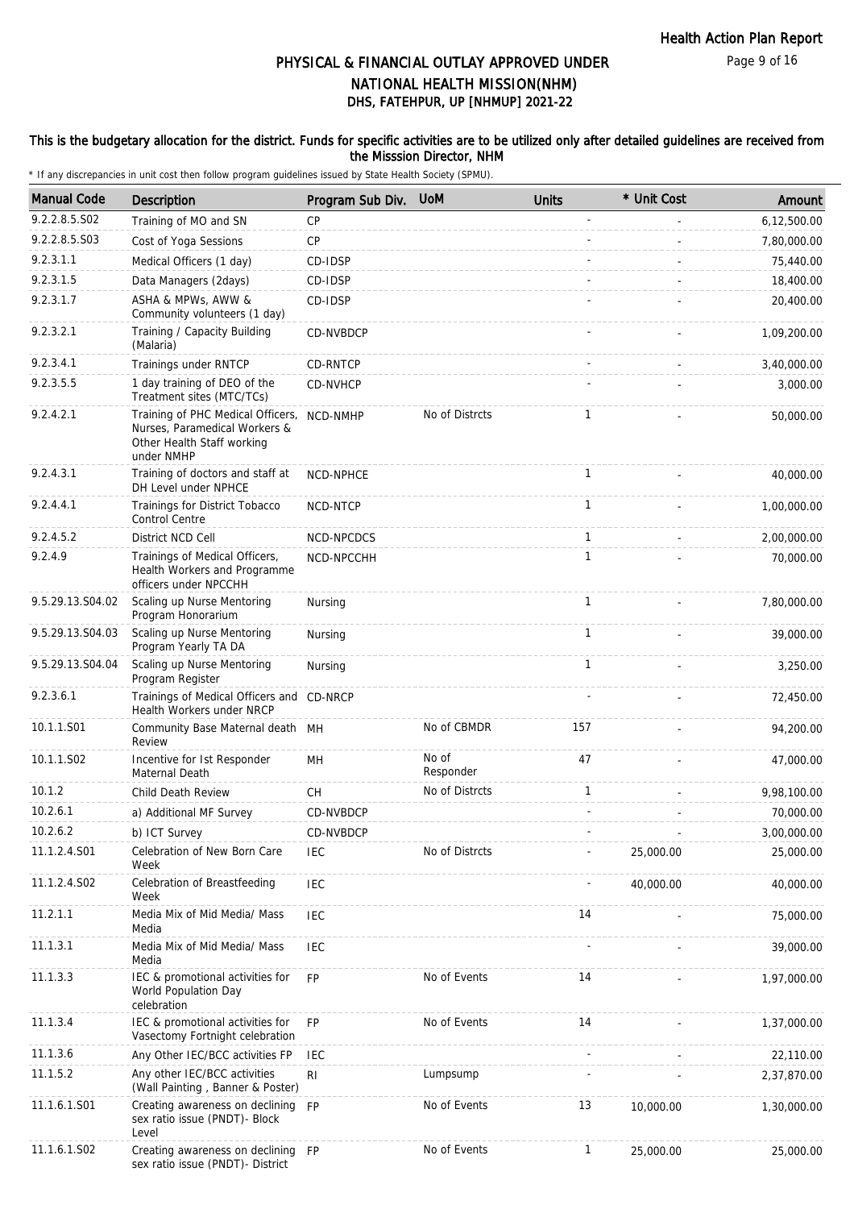# PHYSICAL & FINANCIAL OUTLAY APPROVED UNDER NATIONAL HEALTH MISSION(NHM)

## DHS, FATEHPUR, UP [NHMUP] 2021-22

**This is the budgetary allocation for the district. Funds for specific activities are to be utilized only after detailed guidelines are received from the Misssion Director, NHM**

\* If any discrepancies in unit cost then follow program guidelines issued by State Health Society (SPMU).

| Manual Code | Description | Program Sub Div. | UoM | Units | * Unit Cost | Amount |
|---|---|---|---|---|---|---|
| 9.2.2.8.5.S02 | Training of MO and SN | CP | | - | - | 6,12,500.00 |
| 9.2.2.8.5.S03 | Cost of Yoga Sessions | CP | | - | - | 7,80,000.00 |
| 9.2.3.1.1 | Medical Officers (1 day) | CD-IDSP | | - | - | 75,440.00 |
| 9.2.3.1.5 | Data Managers (2days) | CD-IDSP | | - | - | 18,400.00 |
| 9.2.3.1.7 | ASHA & MPWs, AWW & Community volunteers (1 day) | CD-IDSP | | - | - | 20,400.00 |
| 9.2.3.2.1 | Training / Capacity Building (Malaria) | CD-NVBDCP | | - | - | 1,09,200.00 |
| 9.2.3.4.1 | Trainings under RNTCP | CD-RNTCP | | - | - | 3,40,000.00 |
| 9.2.3.5.5 | 1 day training of DEO of the Treatment sites (MTC/TCs) | CD-NVHCP | | - | - | 3,000.00 |
| 9.2.4.2.1 | Training of PHC Medical Officers, Nurses, Paramedical Workers & Other Health Staff working under NMHP | NCD-NMHP | No of Distrcts | 1 | - | 50,000.00 |
| 9.2.4.3.1 | Training of doctors and staff at DH Level under NPHCE | NCD-NPHCE | | 1 | - | 40,000.00 |
| 9.2.4.4.1 | Trainings for District Tobacco Control Centre | NCD-NTCP | | 1 | - | 1,00,000.00 |
| 9.2.4.5.2 | District NCD Cell | NCD-NPCDCS | | 1 | - | 2,00,000.00 |
| 9.2.4.9 | Trainings of Medical Officers, Health Workers and Programme officers under NPCCHH | NCD-NPCCHH | | 1 | - | 70,000.00 |
| 9.5.29.13.S04.02 | Scaling up Nurse Mentoring Program Honorarium | Nursing | | 1 | - | 7,80,000.00 |
| 9.5.29.13.S04.03 | Scaling up Nurse Mentoring Program Yearly TA DA | Nursing | | 1 | - | 39,000.00 |
| 9.5.29.13.S04.04 | Scaling up Nurse Mentoring Program Register | Nursing | | 1 | - | 3,250.00 |
| 9.2.3.6.1 | Trainings of Medical Officers and Health Workers under NRCP | CD-NRCP | | - | - | 72,450.00 |
| 10.1.1.S01 | Community Base Maternal death Review | MH | No of CBMDR | 157 | - | 94,200.00 |
| 10.1.1.S02 | Incentive for Ist Responder Maternal Death | MH | No of Responder | 47 | - | 47,000.00 |
| 10.1.2 | Child Death Review | CH | No of Distrcts | 1 | - | 9,98,100.00 |
| 10.2.6.1 | a) Additional MF Survey | CD-NVBDCP | | - | - | 70,000.00 |
| 10.2.6.2 | b) ICT Survey | CD-NVBDCP | | - | - | 3,00,000.00 |
| 11.1.2.4.S01 | Celebration of New Born Care Week | IEC | No of Distrcts | - | 25,000.00 | 25,000.00 |
| 11.1.2.4.S02 | Celebration of Breastfeeding Week | IEC | | - | 40,000.00 | 40,000.00 |
| 11.2.1.1 | Media Mix of Mid Media/ Mass Media | IEC | | 14 | - | 75,000.00 |
| 11.1.3.1 | Media Mix of Mid Media/ Mass Media | IEC | | - | - | 39,000.00 |
| 11.1.3.3 | IEC & promotional activities for World Population Day celebration | FP | No of Events | 14 | - | 1,97,000.00 |
| 11.1.3.4 | IEC & promotional activities for Vasectomy Fortnight celebration | FP | No of Events | 14 | - | 1,37,000.00 |
| 11.1.3.6 | Any Other IEC/BCC activities FP | IEC | | - | - | 22,110.00 |
| 11.1.5.2 | Any other IEC/BCC activities (Wall Painting , Banner & Poster) | RI | Lumpsump | - | - | 2,37,870.00 |
| 11.1.6.1.S01 | Creating awareness on declining sex ratio issue (PNDT)- Block Level | FP | No of Events | 13 | 10,000.00 | 1,30,000.00 |
| 11.1.6.1.S02 | Creating awareness on declining sex ratio issue (PNDT)- District | FP | No of Events | 1 | 25,000.00 | 25,000.00 |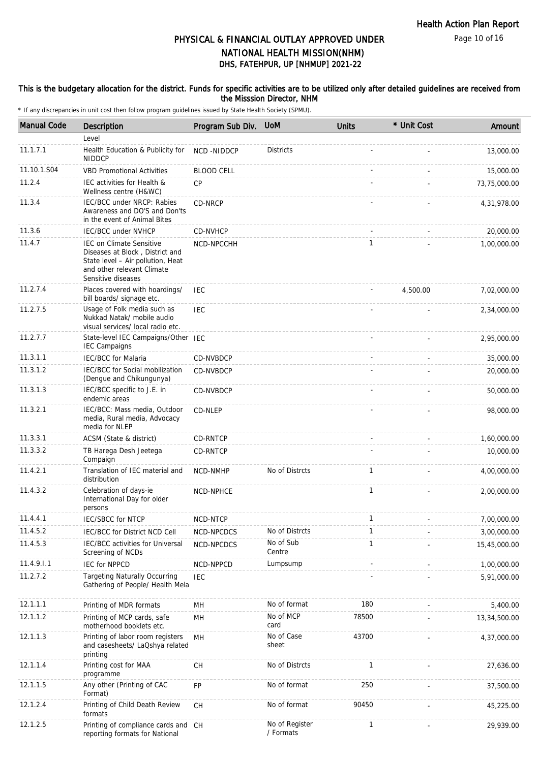# PHYSICAL & FINANCIAL OUTLAY APPROVED UNDER NATIONAL HEALTH MISSION(NHM)
## DHS, FATEHPUR, UP [NHMUP] 2021-22

**This is the budgetary allocation for the district. Funds for specific activities are to be utilized only after detailed guidelines are received from the Misssion Director, NHM**

\* If any discrepancies in unit cost then follow program guidelines issued by State Health Society (SPMU).

| Manual Code | Description | Program Sub Div. | UoM | Units | * Unit Cost | Amount |
|---|---|---|---|---|---|---|
| | Level | | | | | |
| 11.1.7.1 | Health Education & Publicity for NIDDCP | NCD -NIDDCP | Districts | - | - | 13,000.00 |
| 11.10.1.S04 | VBD Promotional Activities | BLOOD CELL | | - | - | 15,000.00 |
| 11.2.4 | IEC activities for Health & Wellness centre (H&WC) | CP | | - | - | 73,75,000.00 |
| 11.3.4 | IEC/BCC under NRCP: Rabies Awareness and DO'S and Don'ts in the event of Animal Bites | CD-NRCP | | - | - | 4,31,978.00 |
| 11.3.6 | IEC/BCC under NVHCP | CD-NVHCP | | - | - | 20,000.00 |
| 11.4.7 | IEC on Climate Sensitive Diseases at Block , District and State level – Air pollution, Heat and other relevant Climate Sensitive diseases | NCD-NPCCHH | | 1 | - | 1,00,000.00 |
| 11.2.7.4 | Places covered with hoardings/ bill boards/ signage etc. | IEC | | - | 4,500.00 | 7,02,000.00 |
| 11.2.7.5 | Usage of Folk media such as Nukkad Natak/ mobile audio visual services/ local radio etc. | IEC | | - | - | 2,34,000.00 |
| 11.2.7.7 | State-level IEC Campaigns/Other IEC Campaigns | IEC | | - | - | 2,95,000.00 |
| 11.3.1.1 | IEC/BCC for Malaria | CD-NVBDCP | | - | - | 35,000.00 |
| 11.3.1.2 | IEC/BCC for Social mobilization (Dengue and Chikungunya) | CD-NVBDCP | | - | - | 20,000.00 |
| 11.3.1.3 | IEC/BCC specific to J.E. in endemic areas | CD-NVBDCP | | - | - | 50,000.00 |
| 11.3.2.1 | IEC/BCC: Mass media, Outdoor media, Rural media, Advocacy media for NLEP | CD-NLEP | | - | - | 98,000.00 |
| 11.3.3.1 | ACSM (State & district) | CD-RNTCP | | - | - | 1,60,000.00 |
| 11.3.3.2 | TB Harega Desh Jeetega Compaign | CD-RNTCP | | - | - | 10,000.00 |
| 11.4.2.1 | Translation of IEC material and distribution | NCD-NMHP | No of Distrcts | 1 | - | 4,00,000.00 |
| 11.4.3.2 | Celebration of days-ie International Day for older persons | NCD-NPHCE | | 1 | - | 2,00,000.00 |
| 11.4.4.1 | IEC/SBCC for NTCP | NCD-NTCP | | 1 | - | 7,00,000.00 |
| 11.4.5.2 | IEC/BCC for District NCD Cell | NCD-NPCDCS | No of Distrcts | 1 | - | 3,00,000.00 |
| 11.4.5.3 | IEC/BCC activities for Universal Screening of NCDs | NCD-NPCDCS | No of Sub Centre | 1 | - | 15,45,000.00 |
| 11.4.9.I.1 | IEC for NPPCD | NCD-NPPCD | Lumpsump | - | - | 1,00,000.00 |
| 11.2.7.2 | Targeting Naturally Occurring Gathering of People/ Health Mela | IEC | | - | - | 5,91,000.00 |
| 12.1.1.1 | Printing of MDR formats | MH | No of format | 180 | - | 5,400.00 |
| 12.1.1.2 | Printing of MCP cards, safe motherhood booklets etc. | MH | No of MCP card | 78500 | - | 13,34,500.00 |
| 12.1.1.3 | Printing of labor room registers and casesheets/ LaQshya related printing | MH | No of Case sheet | 43700 | - | 4,37,000.00 |
| 12.1.1.4 | Printing cost for MAA programme | CH | No of Distrcts | 1 | - | 27,636.00 |
| 12.1.1.5 | Any other (Printing of CAC Format) | FP | No of format | 250 | - | 37,500.00 |
| 12.1.2.4 | Printing of Child Death Review formats | CH | No of format | 90450 | - | 45,225.00 |
| 12.1.2.5 | Printing of compliance cards and reporting formats for National | CH | No of Register / Formats | 1 | - | 29,939.00 |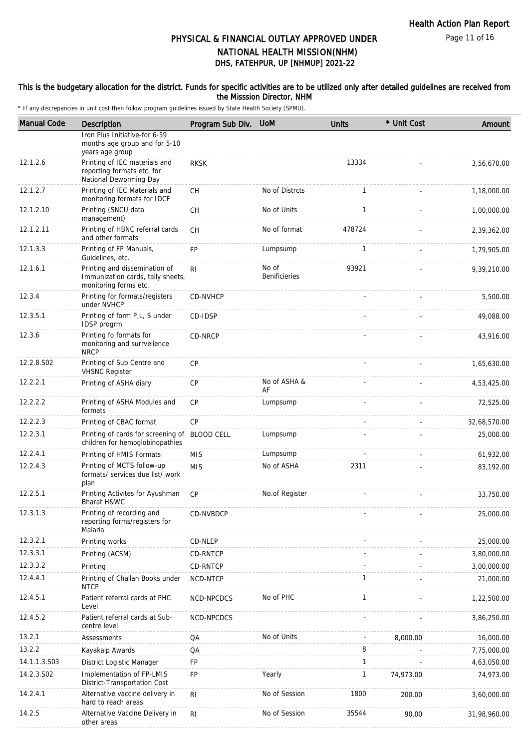# PHYSICAL & FINANCIAL OUTLAY APPROVED UNDER NATIONAL HEALTH MISSION(NHM)

## DHS, FATEHPUR, UP [NHMUP] 2021-22

**This is the budgetary allocation for the district. Funds for specific activities are to be utilized only after detailed guidelines are received from the Misssion Director, NHM**

\* If any discrepancies in unit cost then follow program guidelines issued by State Health Society (SPMU).

| Manual Code | Description | Program Sub Div. | UoM | Units | * Unit Cost | Amount |
|---|---|---|---|---|---|---|
| | Iron Plus Initiative-for 6-59 months age group and for 5-10 years age group | | | | | |
| 12.1.2.6 | Printing of IEC materials and reporting formats etc. for National Deworming Day | RKSK | | 13334 | - | 3,56,670.00 |
| 12.1.2.7 | Printing of IEC Materials and monitoring formats for IDCF | CH | No of Distrcts | 1 | - | 1,18,000.00 |
| 12.1.2.10 | Printing (SNCU data management) | CH | No of Units | 1 | - | 1,00,000.00 |
| 12.1.2.11 | Printing of HBNC referral cards and other formats | CH | No of format | 478724 | - | 2,39,362.00 |
| 12.1.3.3 | Printing of FP Manuals, Guidelines, etc. | FP | Lumpsump | 1 | - | 1,79,905.00 |
| 12.1.6.1 | Printing and dissemination of Immunization cards, tally sheets, monitoring forms etc. | RI | No of Benificieries | 93921 | - | 9,39,210.00 |
| 12.3.4 | Printing for formats/registers under NVHCP | CD-NVHCP | | - | - | 5,500.00 |
| 12.3.5.1 | Printing of form P,L, S under IDSP progrm | CD-IDSP | | - | - | 49,088.00 |
| 12.3.6 | Printing fo formats for monitoring and surrveilence NRCP | CD-NRCP | | - | - | 43,916.00 |
| 12.2.8.S02 | Printing of Sub Centre and VHSNC Register | CP | | - | - | 1,65,630.00 |
| 12.2.2.1 | Printing of ASHA diary | CP | No of ASHA & AF | - | - | 4,53,425.00 |
| 12.2.2.2 | Printing of ASHA Modules and formats | CP | Lumpsump | - | - | 72,525.00 |
| 12.2.2.3 | Printing of CBAC format | CP | | - | - | 32,68,570.00 |
| 12.2.3.1 | Printing of cards for screening of children for hemoglobinopathies | BLOOD CELL | Lumpsump | - | - | 25,000.00 |
| 12.2.4.1 | Printing of HMIS Formats | MIS | Lumpsump | - | - | 61,932.00 |
| 12.2.4.3 | Printing of MCTS follow-up formats/ services due list/ work plan | MIS | No of ASHA | 2311 | - | 83,192.00 |
| 12.2.5.1 | Printing Activites for Ayushman Bharat H&WC | CP | No.of Register | - | - | 33,750.00 |
| 12.3.1.3 | Printing of recording and reporting forms/registers for Malaria | CD-NVBDCP | | - | - | 25,000.00 |
| 12.3.2.1 | Printing works | CD-NLEP | | - | - | 25,000.00 |
| 12.3.3.1 | Printing (ACSM) | CD-RNTCP | | - | - | 3,80,000.00 |
| 12.3.3.2 | Printing | CD-RNTCP | | - | - | 3,00,000.00 |
| 12.4.4.1 | Printing of Challan Books under NTCP | NCD-NTCP | | 1 | - | 21,000.00 |
| 12.4.5.1 | Patient referral cards at PHC Level | NCD-NPCDCS | No of PHC | 1 | - | 1,22,500.00 |
| 12.4.5.2 | Patient referral cards at Sub-centre level | NCD-NPCDCS | | - | - | 3,86,250.00 |
| 13.2.1 | Assessments | QA | No of Units | - | 8,000.00 | 16,000.00 |
| 13.2.2 | Kayakalp Awards | QA | | 8 | - | 7,75,000.00 |
| 14.1.1.3.S03 | District Logistic Manager | FP | | 1 | - | 4,63,050.00 |
| 14.2.3.S02 | Implementation of FP-LMIS District-Transportation Cost | FP | Yearly | 1 | 74,973.00 | 74,973.00 |
| 14.2.4.1 | Alternative vaccine delivery in hard to reach areas | RI | No of Session | 1800 | 200.00 | 3,60,000.00 |
| 14.2.5 | Alternative Vaccine Delivery in other areas | RI | No of Session | 35544 | 90.00 | 31,98,960.00 |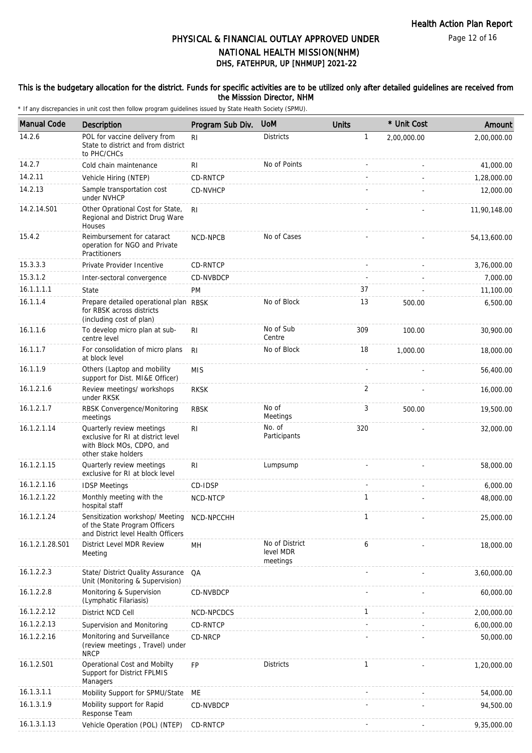# PHYSICAL & FINANCIAL OUTLAY APPROVED UNDER NATIONAL HEALTH MISSION(NHM)
## DHS, FATEHPUR, UP [NHMUP] 2021-22

**This is the budgetary allocation for the district. Funds for specific activities are to be utilized only after detailed guidelines are received from the Misssion Director, NHM**

* If any discrepancies in unit cost then follow program guidelines issued by State Health Society (SPMU).

| Manual Code | Description | Program Sub Div. | UoM | Units | * Unit Cost | Amount |
|---|---|---|---|---|---|---|
| 14.2.6 | POL for vaccine delivery from State to district and from district to PHC/CHCs | RI | Districts | 1 | 2,00,000.00 | 2,00,000.00 |
| 14.2.7 | Cold chain maintenance | RI | No of Points | - | - | 41,000.00 |
| 14.2.11 | Vehicle Hiring (NTEP) | CD-RNTCP | | - | - | 1,28,000.00 |
| 14.2.13 | Sample transportation cost under NVHCP | CD-NVHCP | | - | - | 12,000.00 |
| 14.2.14.S01 | Other Oprational Cost for State, Regional and District Drug Ware Houses | RI | | - | - | 11,90,148.00 |
| 15.4.2 | Reimbursement for cataract operation for NGO and Private Practitioners | NCD-NPCB | No of Cases | - | - | 54,13,600.00 |
| 15.3.3.3 | Private Provider Incentive | CD-RNTCP | | - | - | 3,76,000.00 |
| 15.3.1.2 | Inter-sectoral convergence | CD-NVBDCP | | - | - | 7,000.00 |
| 16.1.1.1.1 | State | PM | | 37 | - | 11,100.00 |
| 16.1.1.4 | Prepare detailed operational plan for RBSK across districts (including cost of plan) | RBSK | No of Block | 13 | 500.00 | 6,500.00 |
| 16.1.1.6 | To develop micro plan at sub-centre level | RI | No of Sub Centre | 309 | 100.00 | 30,900.00 |
| 16.1.1.7 | For consolidation of micro plans at block level | RI | No of Block | 18 | 1,000.00 | 18,000.00 |
| 16.1.1.9 | Others (Laptop and mobility support for Dist. MI&E Officer) | MIS | | - | - | 56,400.00 |
| 16.1.2.1.6 | Review meetings/ workshops under RKSK | RKSK | | 2 | - | 16,000.00 |
| 16.1.2.1.7 | RBSK Convergence/Monitoring meetings | RBSK | No of Meetings | 3 | 500.00 | 19,500.00 |
| 16.1.2.1.14 | Quarterly review meetings exclusive for RI at district level with Block MOs, CDPO, and other stake holders | RI | No. of Participants | 320 | - | 32,000.00 |
| 16.1.2.1.15 | Quarterly review meetings exclusive for RI at block level | RI | Lumpsump | - | - | 58,000.00 |
| 16.1.2.1.16 | IDSP Meetings | CD-IDSP | | - | - | 6,000.00 |
| 16.1.2.1.22 | Monthly meeting with the hospital staff | NCD-NTCP | | 1 | - | 48,000.00 |
| 16.1.2.1.24 | Sensitization workshop/ Meeting of the State Program Officers and District level Health Officers | NCD-NPCCHH | | 1 | - | 25,000.00 |
| 16.1.2.1.28.S01 | District Level MDR Review Meeting | MH | No of District level MDR meetings | 6 | - | 18,000.00 |
| 16.1.2.2.3 | State/ District Quality Assurance Unit (Monitoring & Supervision) | QA | | - | - | 3,60,000.00 |
| 16.1.2.2.8 | Monitoring & Supervision (Lymphatic Filariasis) | CD-NVBDCP | | - | - | 60,000.00 |
| 16.1.2.2.12 | District NCD Cell | NCD-NPCDCS | | 1 | - | 2,00,000.00 |
| 16.1.2.2.13 | Supervision and Monitoring | CD-RNTCP | | - | - | 6,00,000.00 |
| 16.1.2.2.16 | Monitoring and Surveillance (review meetings , Travel) under NRCP | CD-NRCP | | - | - | 50,000.00 |
| 16.1.2.S01 | Operational Cost and Mobilty Support for District FPLMIS Managers | FP | Districts | 1 | - | 1,20,000.00 |
| 16.1.3.1.1 | Mobility Support for SPMU/State | ME | | - | - | 54,000.00 |
| 16.1.3.1.9 | Mobility support for Rapid Response Team | CD-NVBDCP | | - | - | 94,500.00 |
| 16.1.3.1.13 | Vehicle Operation (POL) (NTEP) | CD-RNTCP | | - | - | 9,35,000.00 |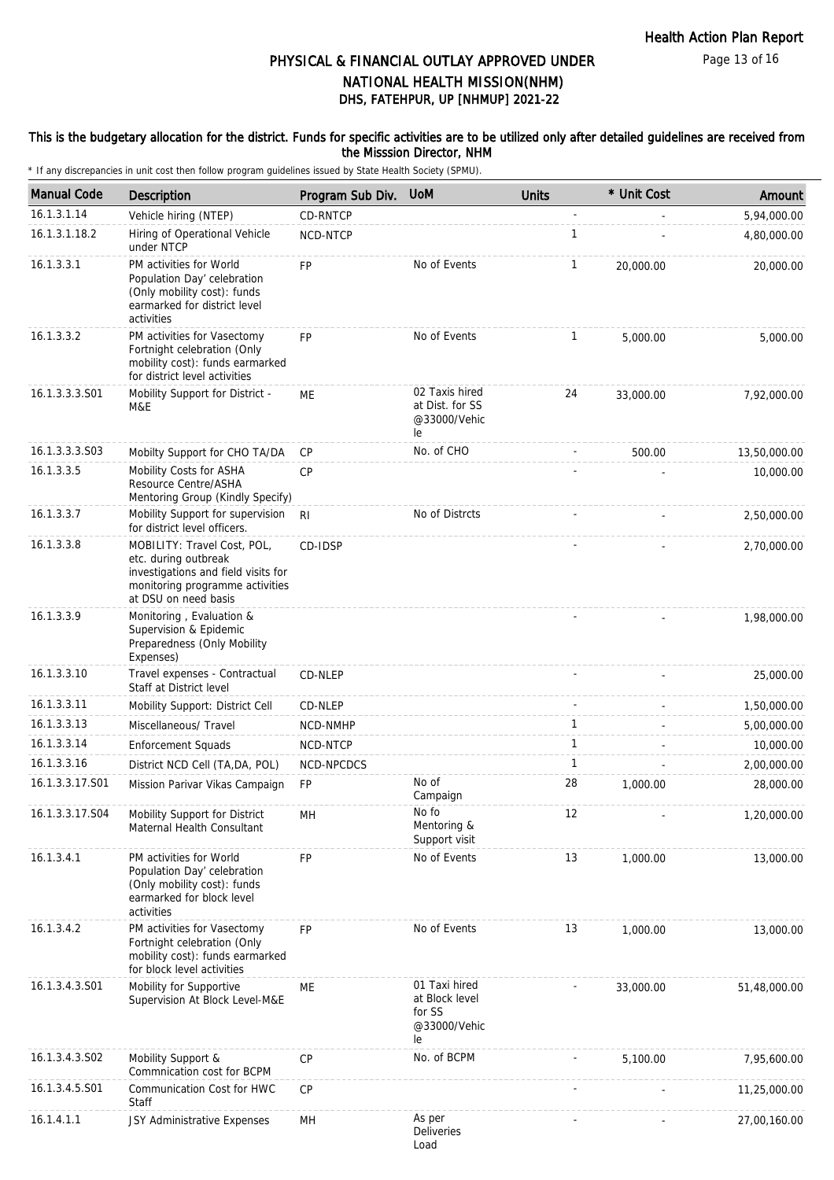# PHYSICAL & FINANCIAL OUTLAY APPROVED UNDER NATIONAL HEALTH MISSION(NHM)
## DHS, FATEHPUR, UP [NHMUP] 2021-22

**This is the budgetary allocation for the district. Funds for specific activities are to be utilized only after detailed guidelines are received from the Misssion Director, NHM**

\* If any discrepancies in unit cost then follow program guidelines issued by State Health Society (SPMU).

| Manual Code | Description | Program Sub Div. | UoM | Units | * Unit Cost | Amount |
|---|---|---|---|---|---|---|
| 16.1.3.1.14 | Vehicle hiring (NTEP) | CD-RNTCP | | - | - | 5,94,000.00 |
| 16.1.3.1.18.2 | Hiring of Operational Vehicle under NTCP | NCD-NTCP | | 1 | - | 4,80,000.00 |
| 16.1.3.3.1 | PM activities for World Population Day' celebration (Only mobility cost): funds earmarked for district level activities | FP | No of Events | 1 | 20,000.00 | 20,000.00 |
| 16.1.3.3.2 | PM activities for Vasectomy Fortnight celebration (Only mobility cost): funds earmarked for district level activities | FP | No of Events | 1 | 5,000.00 | 5,000.00 |
| 16.1.3.3.3.S01 | Mobility Support for District - M&E | ME | 02 Taxis hired at Dist. for SS @33000/Vehicle | 24 | 33,000.00 | 7,92,000.00 |
| 16.1.3.3.3.S03 | Mobilty Support for CHO TA/DA | CP | No. of CHO | - | 500.00 | 13,50,000.00 |
| 16.1.3.3.5 | Mobility Costs for ASHA Resource Centre/ASHA Mentoring Group (Kindly Specify) | CP | | - | - | 10,000.00 |
| 16.1.3.3.7 | Mobility Support for supervision for district level officers. | RI | No of Distrcts | - | - | 2,50,000.00 |
| 16.1.3.3.8 | MOBILITY: Travel Cost, POL, etc. during outbreak investigations and field visits for monitoring programme activities at DSU on need basis | CD-IDSP | | - | - | 2,70,000.00 |
| 16.1.3.3.9 | Monitoring , Evaluation & Supervision & Epidemic Preparedness (Only Mobility Expenses) | | | - | - | 1,98,000.00 |
| 16.1.3.3.10 | Travel expenses - Contractual Staff at District level | CD-NLEP | | - | - | 25,000.00 |
| 16.1.3.3.11 | Mobility Support: District Cell | CD-NLEP | | - | - | 1,50,000.00 |
| 16.1.3.3.13 | Miscellaneous/ Travel | NCD-NMHP | | 1 | - | 5,00,000.00 |
| 16.1.3.3.14 | Enforcement Squads | NCD-NTCP | | 1 | - | 10,000.00 |
| 16.1.3.3.16 | District NCD Cell (TA,DA, POL) | NCD-NPCDCS | | 1 | - | 2,00,000.00 |
| 16.1.3.3.17.S01 | Mission Parivar Vikas Campaign | FP | No of Campaign | 28 | 1,000.00 | 28,000.00 |
| 16.1.3.3.17.S04 | Mobility Support for District Maternal Health Consultant | MH | No fo Mentoring & Support visit | 12 | - | 1,20,000.00 |
| 16.1.3.4.1 | PM activities for World Population Day' celebration (Only mobility cost): funds earmarked for block level activities | FP | No of Events | 13 | 1,000.00 | 13,000.00 |
| 16.1.3.4.2 | PM activities for Vasectomy Fortnight celebration (Only mobility cost): funds earmarked for block level activities | FP | No of Events | 13 | 1,000.00 | 13,000.00 |
| 16.1.3.4.3.S01 | Mobility for Supportive Supervision At Block Level-M&E | ME | 01 Taxi hired at Block level for SS @33000/Vehicle | - | 33,000.00 | 51,48,000.00 |
| 16.1.3.4.3.S02 | Mobility Support & Commnication cost for BCPM | CP | No. of BCPM | - | 5,100.00 | 7,95,600.00 |
| 16.1.3.4.5.S01 | Communication Cost for HWC Staff | CP | | - | - | 11,25,000.00 |
| 16.1.4.1.1 | JSY Administrative Expenses | MH | As per Deliveries Load | - | - | 27,00,160.00 |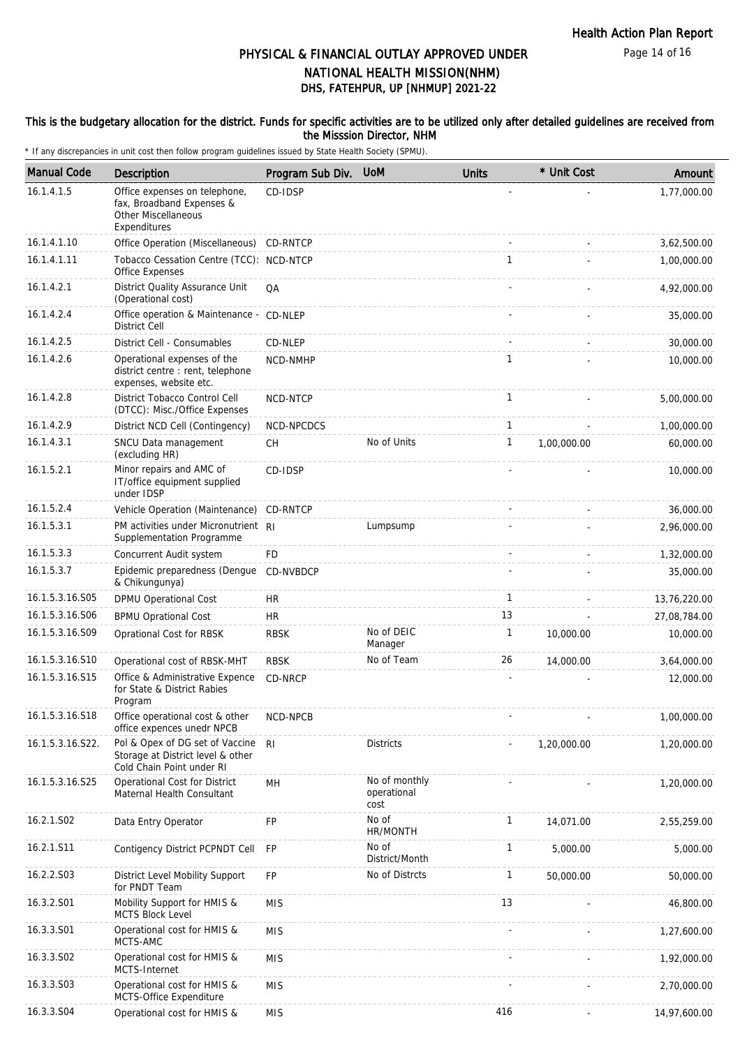# PHYSICAL & FINANCIAL OUTLAY APPROVED UNDER NATIONAL HEALTH MISSION(NHM)
## DHS, FATEHPUR, UP [NHMUP] 2021-22

**This is the budgetary allocation for the district. Funds for specific activities are to be utilized only after detailed guidelines are received from the Misssion Director, NHM**

\* If any discrepancies in unit cost then follow program guidelines issued by State Health Society (SPMU).

| Manual Code | Description | Program Sub Div. | UoM | Units | * Unit Cost | Amount |
|---|---|---|---|---|---|---|
| 16.1.4.1.5 | Office expenses on telephone, fax, Broadband Expenses & Other Miscellaneous Expenditures | CD-IDSP | | - | - | 1,77,000.00 |
| 16.1.4.1.10 | Office Operation (Miscellaneous) | CD-RNTCP | | - | - | 3,62,500.00 |
| 16.1.4.1.11 | Tobacco Cessation Centre (TCC): Office Expenses | NCD-NTCP | | 1 | - | 1,00,000.00 |
| 16.1.4.2.1 | District Quality Assurance Unit (Operational cost) | QA | | - | - | 4,92,000.00 |
| 16.1.4.2.4 | Office operation & Maintenance - District Cell | CD-NLEP | | - | - | 35,000.00 |
| 16.1.4.2.5 | District Cell - Consumables | CD-NLEP | | - | - | 30,000.00 |
| 16.1.4.2.6 | Operational expenses of the district centre : rent, telephone expenses, website etc. | NCD-NMHP | | 1 | - | 10,000.00 |
| 16.1.4.2.8 | District Tobacco Control Cell (DTCC): Misc./Office Expenses | NCD-NTCP | | 1 | - | 5,00,000.00 |
| 16.1.4.2.9 | District NCD Cell (Contingency) | NCD-NPCDCS | | 1 | - | 1,00,000.00 |
| 16.1.4.3.1 | SNCU Data management (excluding HR) | CH | No of Units | 1 | 1,00,000.00 | 60,000.00 |
| 16.1.5.2.1 | Minor repairs and AMC of IT/office equipment supplied under IDSP | CD-IDSP | | - | - | 10,000.00 |
| 16.1.5.2.4 | Vehicle Operation (Maintenance) | CD-RNTCP | | - | - | 36,000.00 |
| 16.1.5.3.1 | PM activities under Micronutrient Supplementation Programme | RI | Lumpsump | - | - | 2,96,000.00 |
| 16.1.5.3.3 | Concurrent Audit system | FD | | - | - | 1,32,000.00 |
| 16.1.5.3.7 | Epidemic preparedness (Dengue & Chikungunya) | CD-NVBDCP | | - | - | 35,000.00 |
| 16.1.5.3.16.S05 | DPMU Operational Cost | HR | | 1 | - | 13,76,220.00 |
| 16.1.5.3.16.S06 | BPMU Oprational Cost | HR | | 13 | - | 27,08,784.00 |
| 16.1.5.3.16.S09 | Oprational Cost for RBSK | RBSK | No of DEIC Manager | 1 | 10,000.00 | 10,000.00 |
| 16.1.5.3.16.S10 | Operational cost of RBSK-MHT | RBSK | No of Team | 26 | 14,000.00 | 3,64,000.00 |
| 16.1.5.3.16.S15 | Office & Administrative Expence for State & District Rabies Program | CD-NRCP | | - | - | 12,000.00 |
| 16.1.5.3.16.S18 | Office operational cost & other office expences unedr NPCB | NCD-NPCB | | - | - | 1,00,000.00 |
| 16.1.5.3.16.S22. | Pol & Opex of DG set of Vaccine Storage at District level & other Cold Chain Point under RI | RI | Districts | - | 1,20,000.00 | 1,20,000.00 |
| 16.1.5.3.16.S25 | Operational Cost for District Maternal Health Consultant | MH | No of monthly operational cost | - | - | 1,20,000.00 |
| 16.2.1.S02 | Data Entry Operator | FP | No of HR/MONTH | 1 | 14,071.00 | 2,55,259.00 |
| 16.2.1.S11 | Contigency District PCPNDT Cell | FP | No of District/Month | 1 | 5,000.00 | 5,000.00 |
| 16.2.2.S03 | District Level Mobility Support for PNDT Team | FP | No of Distrcts | 1 | 50,000.00 | 50,000.00 |
| 16.3.2.S01 | Mobility Support for HMIS & MCTS Block Level | MIS | | 13 | - | 46,800.00 |
| 16.3.3.S01 | Operational cost for HMIS & MCTS-AMC | MIS | | - | - | 1,27,600.00 |
| 16.3.3.S02 | Operational cost for HMIS & MCTS-Internet | MIS | | - | - | 1,92,000.00 |
| 16.3.3.S03 | Operational cost for HMIS & MCTS-Office Expenditure | MIS | | - | - | 2,70,000.00 |
| 16.3.3.S04 | Operational cost for HMIS & | MIS | | 416 | - | 14,97,600.00 |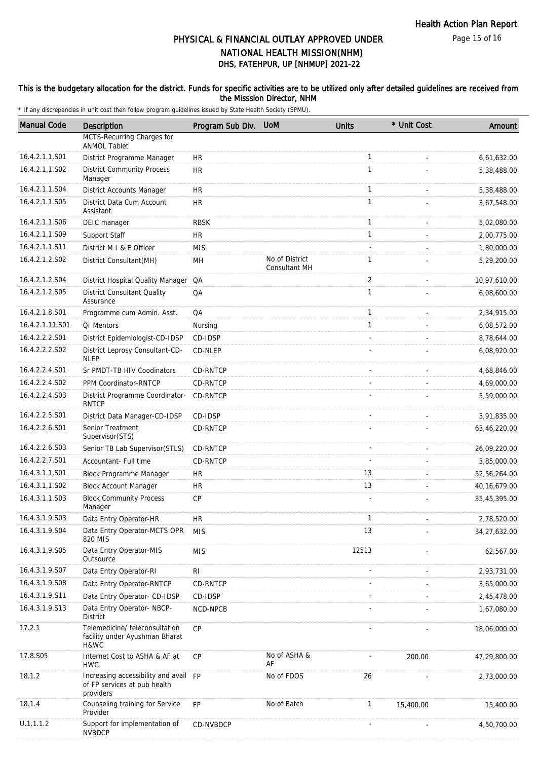# PHYSICAL & FINANCIAL OUTLAY APPROVED UNDER NATIONAL HEALTH MISSION(NHM)
## DHS, FATEHPUR, UP [NHMUP] 2021-22

**This is the budgetary allocation for the district. Funds for specific activities are to be utilized only after detailed guidelines are received from the Misssion Director, NHM**

\* If any discrepancies in unit cost then follow program guidelines issued by State Health Society (SPMU).

| Manual Code | Description | Program Sub Div. | UoM | Units | * Unit Cost | Amount |
|---|---|---|---|---|---|---|
| | MCTS-Recurring Charges for ANMOL Tablet | | | | | |
| 16.4.2.1.1.S01 | District Programme Manager | HR | | 1 | - | 6,61,632.00 |
| 16.4.2.1.1.S02 | District Community Process Manager | HR | | 1 | - | 5,38,488.00 |
| 16.4.2.1.1.S04 | District Accounts Manager | HR | | 1 | - | 5,38,488.00 |
| 16.4.2.1.1.S05 | District Data Cum Account Assistant | HR | | 1 | - | 3,67,548.00 |
| 16.4.2.1.1.S06 | DEIC manager | RBSK | | 1 | - | 5,02,080.00 |
| 16.4.2.1.1.S09 | Support Staff | HR | | 1 | - | 2,00,775.00 |
| 16.4.2.1.1.S11 | District M I & E Officer | MIS | | - | - | 1,80,000.00 |
| 16.4.2.1.2.S02 | District Consultant(MH) | MH | No of District Consultant MH | 1 | - | 5,29,200.00 |
| 16.4.2.1.2.S04 | District Hospital Quality Manager | QA | | 2 | - | 10,97,610.00 |
| 16.4.2.1.2.S05 | District Consultant Quality Assurance | QA | | 1 | - | 6,08,600.00 |
| 16.4.2.1.8.S01 | Programme cum Admin. Asst. | QA | | 1 | - | 2,34,915.00 |
| 16.4.2.1.11.S01 | QI Mentors | Nursing | | 1 | - | 6,08,572.00 |
| 16.4.2.2.2.S01 | District Epidemiologist-CD-IDSP | CD-IDSP | | - | - | 8,78,644.00 |
| 16.4.2.2.2.S02 | District Leprosy Consultant-CD-NLEP | CD-NLEP | | - | - | 6,08,920.00 |
| 16.4.2.2.4.S01 | Sr PMDT-TB HIV Coodinators | CD-RNTCP | | - | - | 4,68,846.00 |
| 16.4.2.2.4.S02 | PPM Coordinator-RNTCP | CD-RNTCP | | - | - | 4,69,000.00 |
| 16.4.2.2.4.S03 | District Programme Coordinator-RNTCP | CD-RNTCP | | - | - | 5,59,000.00 |
| 16.4.2.2.5.S01 | District Data Manager-CD-IDSP | CD-IDSP | | - | - | 3,91,835.00 |
| 16.4.2.2.6.S01 | Senior Treatment Supervisor(STS) | CD-RNTCP | | - | - | 63,46,220.00 |
| 16.4.2.2.6.S03 | Senior TB Lab Supervisor(STLS) | CD-RNTCP | | - | - | 26,09,220.00 |
| 16.4.2.2.7.S01 | Accountant- Full time | CD-RNTCP | | - | - | 3,85,000.00 |
| 16.4.3.1.1.S01 | Block Programme Manager | HR | | 13 | - | 52,56,264.00 |
| 16.4.3.1.1.S02 | Block Account Manager | HR | | 13 | - | 40,16,679.00 |
| 16.4.3.1.1.S03 | Block Community Process Manager | CP | | - | - | 35,45,395.00 |
| 16.4.3.1.9.S03 | Data Entry Operator-HR | HR | | 1 | - | 2,78,520.00 |
| 16.4.3.1.9.S04 | Data Entry Operator-MCTS OPR 820 MIS | MIS | | 13 | - | 34,27,632.00 |
| 16.4.3.1.9.S05 | Data Entry Operator-MIS Outsource | MIS | | 12513 | - | 62,567.00 |
| 16.4.3.1.9.S07 | Data Entry Operator-RI | RI | | - | - | 2,93,731.00 |
| 16.4.3.1.9.S08 | Data Entry Operator-RNTCP | CD-RNTCP | | - | - | 3,65,000.00 |
| 16.4.3.1.9.S11 | Data Entry Operator- CD-IDSP | CD-IDSP | | - | - | 2,45,478.00 |
| 16.4.3.1.9.S13 | Data Entry Operator- NBCP-District | NCD-NPCB | | - | - | 1,67,080.00 |
| 17.2.1 | Telemedicine/ teleconsultation facility under Ayushman Bharat H&WC | CP | | - | - | 18,06,000.00 |
| 17.8.S05 | Internet Cost to ASHA & AF at HWC | CP | No of ASHA & AF | - | 200.00 | 47,29,800.00 |
| 18.1.2 | Increasing accessibility and avail of FP services at pub health providers | FP | No of FDOS | 26 | - | 2,73,000.00 |
| 18.1.4 | Counseling training for Service Provider | FP | No of Batch | 1 | 15,400.00 | 15,400.00 |
| U.1.1.1.2 | Support for implementation of NVBDCP | CD-NVBDCP | | - | - | 4,50,700.00 |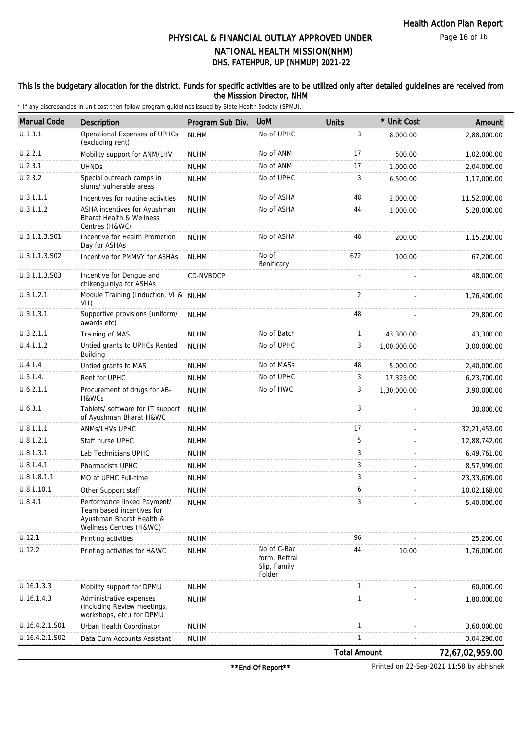# PHYSICAL & FINANCIAL OUTLAY APPROVED UNDER NATIONAL HEALTH MISSION(NHM)

## DHS, FATEHPUR, UP [NHMUP] 2021-22

**This is the budgetary allocation for the district. Funds for specific activities are to be utilized only after detailed guidelines are received from the Misssion Director, NHM**

\* If any discrepancies in unit cost then follow program guidelines issued by State Health Society (SPMU).

| Manual Code | Description | Program Sub Div. | UoM | Units | * Unit Cost | Amount |
|---|---|---|---|---|---|---|
| U.1.3.1 | Operational Expenses of UPHCs (excluding rent) | NUHM | No of UPHC | 3 | 8,000.00 | 2,88,000.00 |
| U.2.2.1 | Mobility support for ANM/LHV | NUHM | No of ANM | 17 | 500.00 | 1,02,000.00 |
| U.2.3.1 | UHNDs | NUHM | No of ANM | 17 | 1,000.00 | 2,04,000.00 |
| U.2.3.2 | Special outreach camps in slums/ vulnerable areas | NUHM | No of UPHC | 3 | 6,500.00 | 1,17,000.00 |
| U.3.1.1.1 | Incentives for routine activities | NUHM | No of ASHA | 48 | 2,000.00 | 11,52,000.00 |
| U.3.1.1.2 | ASHA incentives for Ayushman Bharat Health & Wellness Centres (H&WC) | NUHM | No of ASHA | 44 | 1,000.00 | 5,28,000.00 |
| U.3.1.1.3.S01 | Incentive for Health Promotion Day for ASHAs | NUHM | No of ASHA | 48 | 200.00 | 1,15,200.00 |
| U.3.1.1.3.S02 | Incentive for PMMVY for ASHAs | NUHM | No of Benificary | 672 | 100.00 | 67,200.00 |
| U.3.1.1.3.S03 | Incentive for Dengue and chikenguiniya for ASHAs | CD-NVBDCP | | - | - | 48,000.00 |
| U.3.1.2.1 | Module Training (Induction, VI & VII) | NUHM | | 2 | - | 1,76,400.00 |
| U.3.1.3.1 | Supportive provisions (uniform/ awards etc) | NUHM | | 48 | - | 29,800.00 |
| U.3.2.1.1 | Training of MAS | NUHM | No of Batch | 1 | 43,300.00 | 43,300.00 |
| U.4.1.1.2 | Untied grants to UPHCs Rented Building | NUHM | No of UPHC | 3 | 1,00,000.00 | 3,00,000.00 |
| U.4.1.4 | Untied grants to MAS | NUHM | No of MASs | 48 | 5,000.00 | 2,40,000.00 |
| U.5.1.4. | Rent for UPHC | NUHM | No of UPHC | 3 | 17,325.00 | 6,23,700.00 |
| U.6.2.1.1 | Procurement of drugs for AB-H&WCs | NUHM | No of HWC | 3 | 1,30,000.00 | 3,90,000.00 |
| U.6.3.1 | Tablets/ software for IT support of Ayushman Bharat H&WC | NUHM | | 3 | - | 30,000.00 |
| U.8.1.1.1 | ANMs/LHVs UPHC | NUHM | | 17 | - | 32,21,453.00 |
| U.8.1.2.1 | Staff nurse UPHC | NUHM | | 5 | - | 12,88,742.00 |
| U.8.1.3.1 | Lab Technicians UPHC | NUHM | | 3 | - | 6,49,761.00 |
| U.8.1.4.1 | Pharmacists UPHC | NUHM | | 3 | - | 8,57,999.00 |
| U.8.1.8.1.1 | MO at UPHC Full-time | NUHM | | 3 | - | 23,33,609.00 |
| U.8.1.10.1 | Other Support staff | NUHM | | 6 | - | 10,02,168.00 |
| U.8.4.1 | Performance linked Payment/ Team based incentives for Ayushman Bharat Health & Wellness Centres (H&WC) | NUHM | | 3 | - | 5,40,000.00 |
| U.12.1 | Printing activities | NUHM | | 96 | - | 25,200.00 |
| U.12.2 | Printing activities for H&WC | NUHM | No of C-Bac form, Reffral Slip, Family Folder | 44 | 10.00 | 1,76,000.00 |
| U.16.1.3.3 | Mobility support for DPMU | NUHM | | 1 | - | 60,000.00 |
| U.16.1.4.3 | Administrative expenses (including Review meetings, workshops, etc.) for DPMU | NUHM | | 1 | - | 1,80,000.00 |
| U.16.4.2.1.S01 | Urban Health Coordinator | NUHM | | 1 | - | 3,60,000.00 |
| U.16.4.2.1.S02 | Data Cum Accounts Assistant | NUHM | | 1 | - | 3,04,290.00 |
| | | | | **Total Amount** | | **72,67,02,959.00** |

\*\*End Of Report\*\*

Printed on 22-Sep-2021 11:58 by abhishek